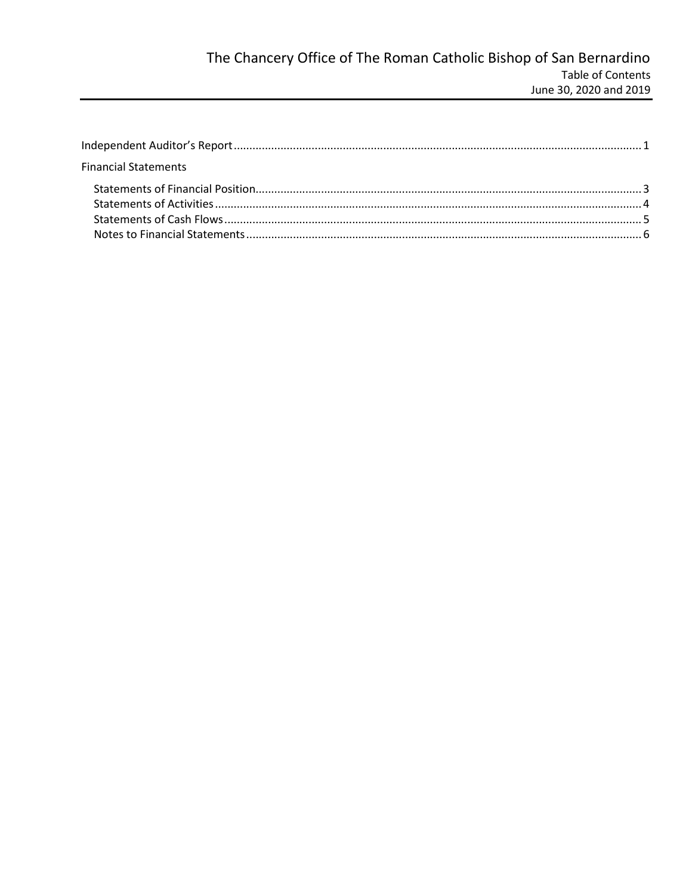# The Chancery Office of The Roman Catholic Bishop of San Bernardino

Table of Contents

June 30, 2020 and 2019

Independent Auditor's Report .................................................................................................................. 1

Financial Statements

- Statements of Financial Position .......................................................................................................... 3
- Statements of Activities ........................................................................................................................ 4
- Statements of Cash Flows ..................................................................................................................... 5
- Notes to Financial Statements .............................................................................................................. 6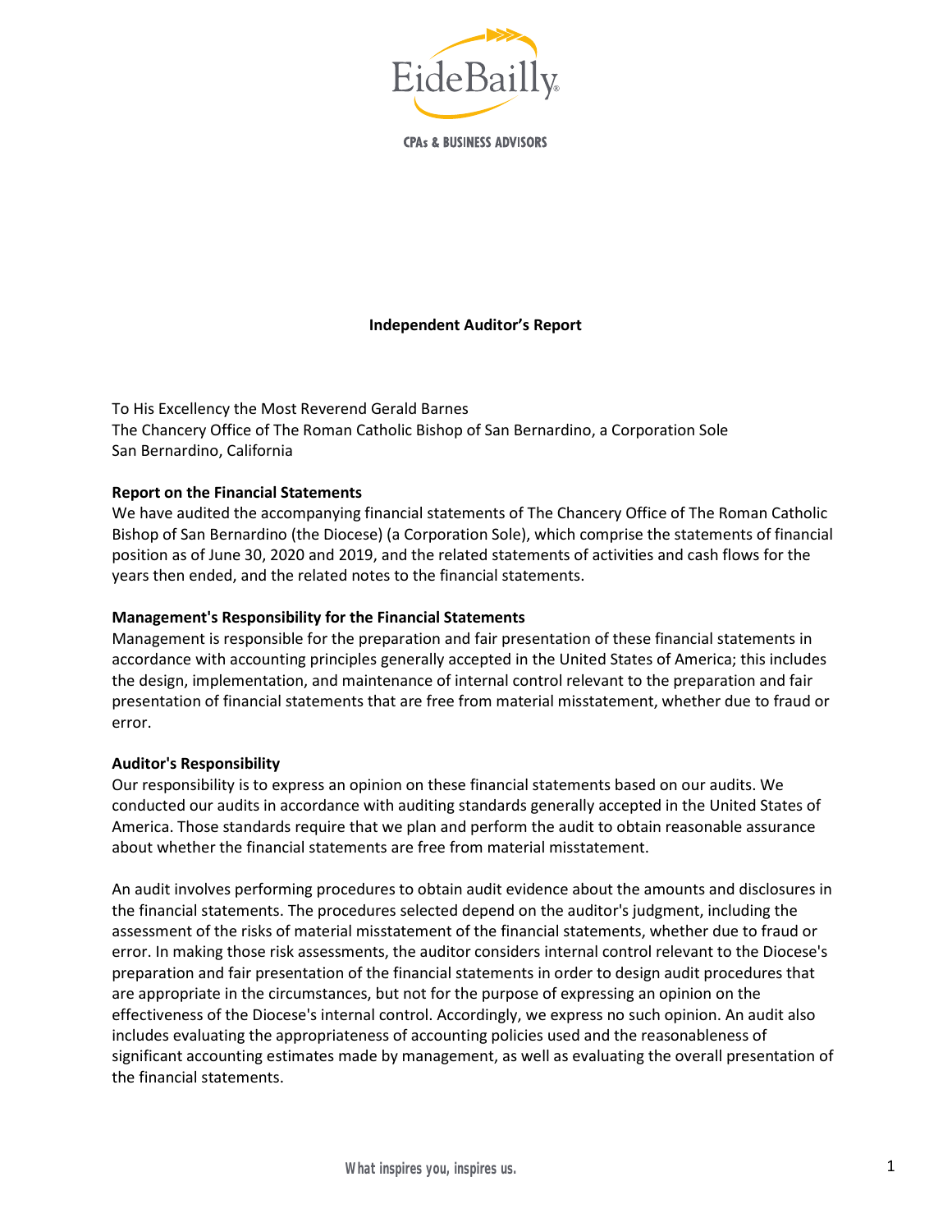EideBailly

CPAs & BUSINESS ADVISORS

## Independent Auditor's Report

To His Excellency the Most Reverend Gerald Barnes
The Chancery Office of The Roman Catholic Bishop of San Bernardino, a Corporation Sole
San Bernardino, California

**Report on the Financial Statements**

We have audited the accompanying financial statements of The Chancery Office of The Roman Catholic Bishop of San Bernardino (the Diocese) (a Corporation Sole), which comprise the statements of financial position as of June 30, 2020 and 2019, and the related statements of activities and cash flows for the years then ended, and the related notes to the financial statements.

**Management's Responsibility for the Financial Statements**

Management is responsible for the preparation and fair presentation of these financial statements in accordance with accounting principles generally accepted in the United States of America; this includes the design, implementation, and maintenance of internal control relevant to the preparation and fair presentation of financial statements that are free from material misstatement, whether due to fraud or error.

**Auditor's Responsibility**

Our responsibility is to express an opinion on these financial statements based on our audits. We conducted our audits in accordance with auditing standards generally accepted in the United States of America. Those standards require that we plan and perform the audit to obtain reasonable assurance about whether the financial statements are free from material misstatement.

An audit involves performing procedures to obtain audit evidence about the amounts and disclosures in the financial statements. The procedures selected depend on the auditor's judgment, including the assessment of the risks of material misstatement of the financial statements, whether due to fraud or error. In making those risk assessments, the auditor considers internal control relevant to the Diocese's preparation and fair presentation of the financial statements in order to design audit procedures that are appropriate in the circumstances, but not for the purpose of expressing an opinion on the effectiveness of the Diocese's internal control. Accordingly, we express no such opinion. An audit also includes evaluating the appropriateness of accounting policies used and the reasonableness of significant accounting estimates made by management, as well as evaluating the overall presentation of the financial statements.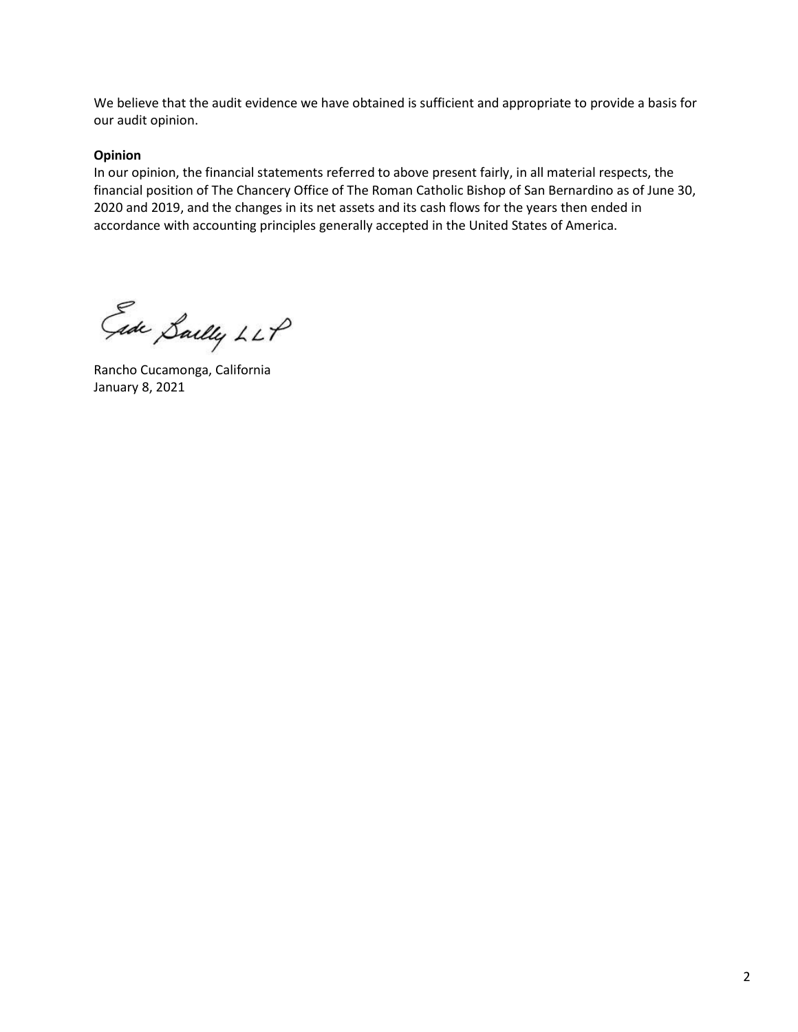We believe that the audit evidence we have obtained is sufficient and appropriate to provide a basis for our audit opinion.

**Opinion**

In our opinion, the financial statements referred to above present fairly, in all material respects, the financial position of The Chancery Office of The Roman Catholic Bishop of San Bernardino as of June 30, 2020 and 2019, and the changes in its net assets and its cash flows for the years then ended in accordance with accounting principles generally accepted in the United States of America.

Eide Bailly LLP

Rancho Cucamonga, California
January 8, 2021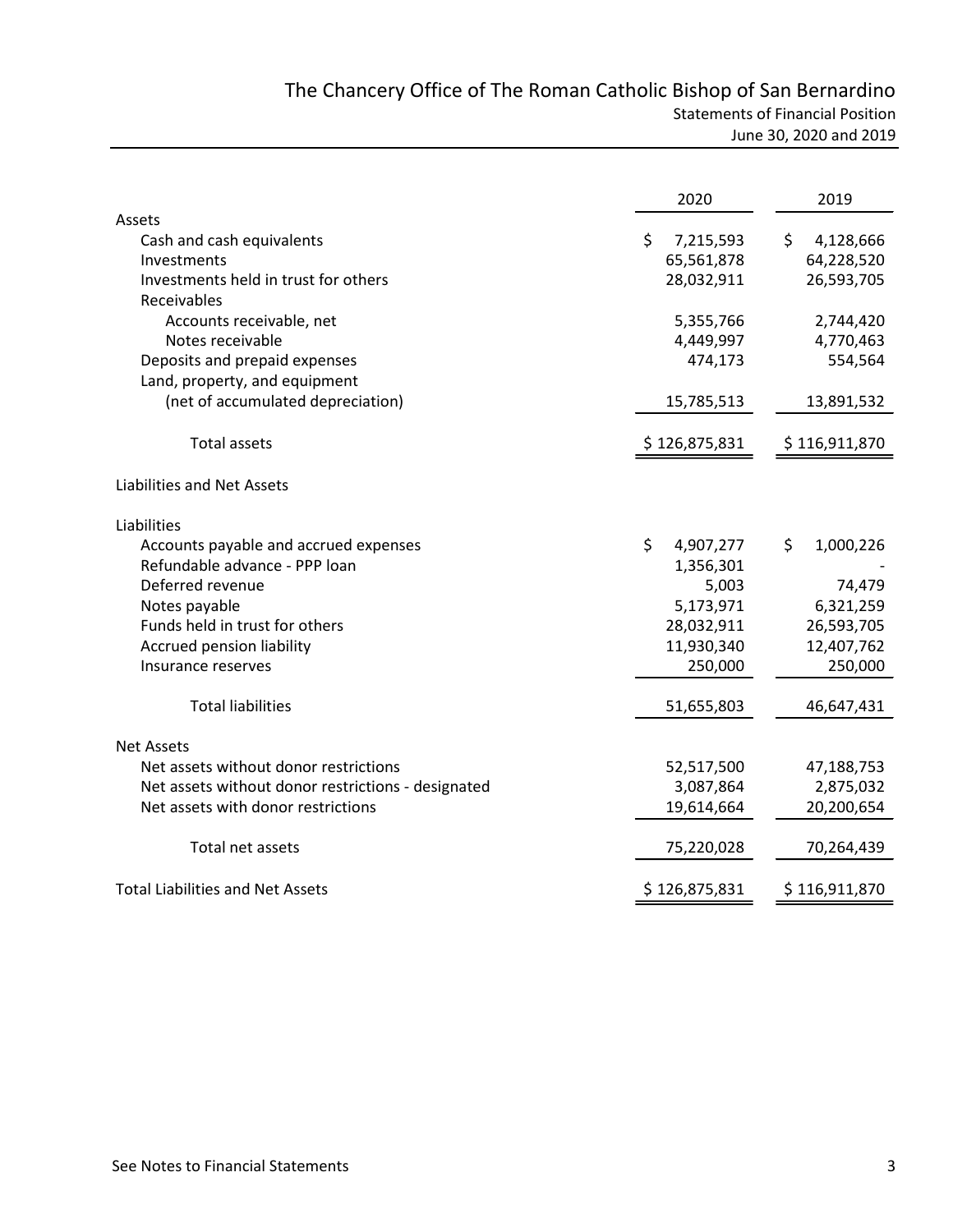# The Chancery Office of The Roman Catholic Bishop of San Bernardino

## Statements of Financial Position

June 30, 2020 and 2019

| | 2020 | 2019 |
|---|---|---|
| **Assets** | | |
| Cash and cash equivalents | $ 7,215,593 | $ 4,128,666 |
| Investments | 65,561,878 | 64,228,520 |
| Investments held in trust for others | 28,032,911 | 26,593,705 |
| Receivables | | |
| Accounts receivable, net | 5,355,766 | 2,744,420 |
| Notes receivable | 4,449,997 | 4,770,463 |
| Deposits and prepaid expenses | 474,173 | 554,564 |
| Land, property, and equipment (net of accumulated depreciation) | 15,785,513 | 13,891,532 |
| Total assets | $ 126,875,831 | $ 116,911,870 |
| **Liabilities and Net Assets** | | |
| **Liabilities** | | |
| Accounts payable and accrued expenses | $ 4,907,277 | $ 1,000,226 |
| Refundable advance - PPP loan | 1,356,301 | - |
| Deferred revenue | 5,003 | 74,479 |
| Notes payable | 5,173,971 | 6,321,259 |
| Funds held in trust for others | 28,032,911 | 26,593,705 |
| Accrued pension liability | 11,930,340 | 12,407,762 |
| Insurance reserves | 250,000 | 250,000 |
| Total liabilities | 51,655,803 | 46,647,431 |
| **Net Assets** | | |
| Net assets without donor restrictions | 52,517,500 | 47,188,753 |
| Net assets without donor restrictions - designated | 3,087,864 | 2,875,032 |
| Net assets with donor restrictions | 19,614,664 | 20,200,654 |
| Total net assets | 75,220,028 | 70,264,439 |
| Total Liabilities and Net Assets | $ 126,875,831 | $ 116,911,870 |

See Notes to Financial Statements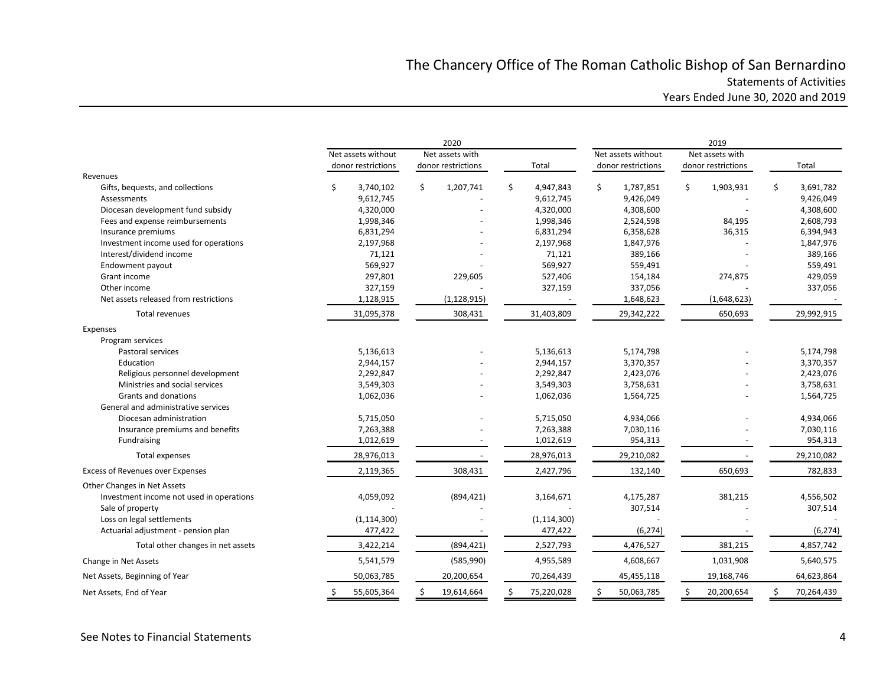# The Chancery Office of The Roman Catholic Bishop of San Bernardino

## Statements of Activities

### Years Ended June 30, 2020 and 2019

| | 2020 | | | 2019 | | |
|---|---|---|---|---|---|---|
| | Net assets without donor restrictions | Net assets with donor restrictions | Total | Net assets without donor restrictions | Net assets with donor restrictions | Total |
| **Revenues** | | | | | | |
| Gifts, bequests, and collections | $ 3,740,102 | $ 1,207,741 | $ 4,947,843 | $ 1,787,851 | $ 1,903,931 | $ 3,691,782 |
| Assessments | 9,612,745 | - | 9,612,745 | 9,426,049 | - | 9,426,049 |
| Diocesan development fund subsidy | 4,320,000 | - | 4,320,000 | 4,308,600 | - | 4,308,600 |
| Fees and expense reimbursements | 1,998,346 | - | 1,998,346 | 2,524,598 | 84,195 | 2,608,793 |
| Insurance premiums | 6,831,294 | - | 6,831,294 | 6,358,628 | 36,315 | 6,394,943 |
| Investment income used for operations | 2,197,968 | - | 2,197,968 | 1,847,976 | - | 1,847,976 |
| Interest/dividend income | 71,121 | - | 71,121 | 389,166 | - | 389,166 |
| Endowment payout | 569,927 | - | 569,927 | 559,491 | - | 559,491 |
| Grant income | 297,801 | 229,605 | 527,406 | 154,184 | 274,875 | 429,059 |
| Other income | 327,159 | - | 327,159 | 337,056 | - | 337,056 |
| Net assets released from restrictions | 1,128,915 | (1,128,915) | - | 1,648,623 | (1,648,623) | - |
| Total revenues | 31,095,378 | 308,431 | 31,403,809 | 29,342,222 | 650,693 | 29,992,915 |
| **Expenses** | | | | | | |
| Program services | | | | | | |
| Pastoral services | 5,136,613 | - | 5,136,613 | 5,174,798 | - | 5,174,798 |
| Education | 2,944,157 | - | 2,944,157 | 3,370,357 | - | 3,370,357 |
| Religious personnel development | 2,292,847 | - | 2,292,847 | 2,423,076 | - | 2,423,076 |
| Ministries and social services | 3,549,303 | - | 3,549,303 | 3,758,631 | - | 3,758,631 |
| Grants and donations | 1,062,036 | - | 1,062,036 | 1,564,725 | - | 1,564,725 |
| General and administrative services | | | | | | |
| Diocesan administration | 5,715,050 | - | 5,715,050 | 4,934,066 | - | 4,934,066 |
| Insurance premiums and benefits | 7,263,388 | - | 7,263,388 | 7,030,116 | - | 7,030,116 |
| Fundraising | 1,012,619 | - | 1,012,619 | 954,313 | - | 954,313 |
| Total expenses | 28,976,013 | - | 28,976,013 | 29,210,082 | - | 29,210,082 |
| **Excess of Revenues over Expenses** | 2,119,365 | 308,431 | 2,427,796 | 132,140 | 650,693 | 782,833 |
| **Other Changes in Net Assets** | | | | | | |
| Investment income not used in operations | 4,059,092 | (894,421) | 3,164,671 | 4,175,287 | 381,215 | 4,556,502 |
| Sale of property | - | - | - | 307,514 | - | 307,514 |
| Loss on legal settlements | (1,114,300) | - | (1,114,300) | - | - | - |
| Actuarial adjustment - pension plan | 477,422 | - | 477,422 | (6,274) | - | (6,274) |
| Total other changes in net assets | 3,422,214 | (894,421) | 2,527,793 | 4,476,527 | 381,215 | 4,857,742 |
| **Change in Net Assets** | 5,541,579 | (585,990) | 4,955,589 | 4,608,667 | 1,031,908 | 5,640,575 |
| **Net Assets, Beginning of Year** | 50,063,785 | 20,200,654 | 70,264,439 | 45,455,118 | 19,168,746 | 64,623,864 |
| **Net Assets, End of Year** | $ 55,605,364 | $ 19,614,664 | $ 75,220,028 | $ 50,063,785 | $ 20,200,654 | $ 70,264,439 |

See Notes to Financial Statements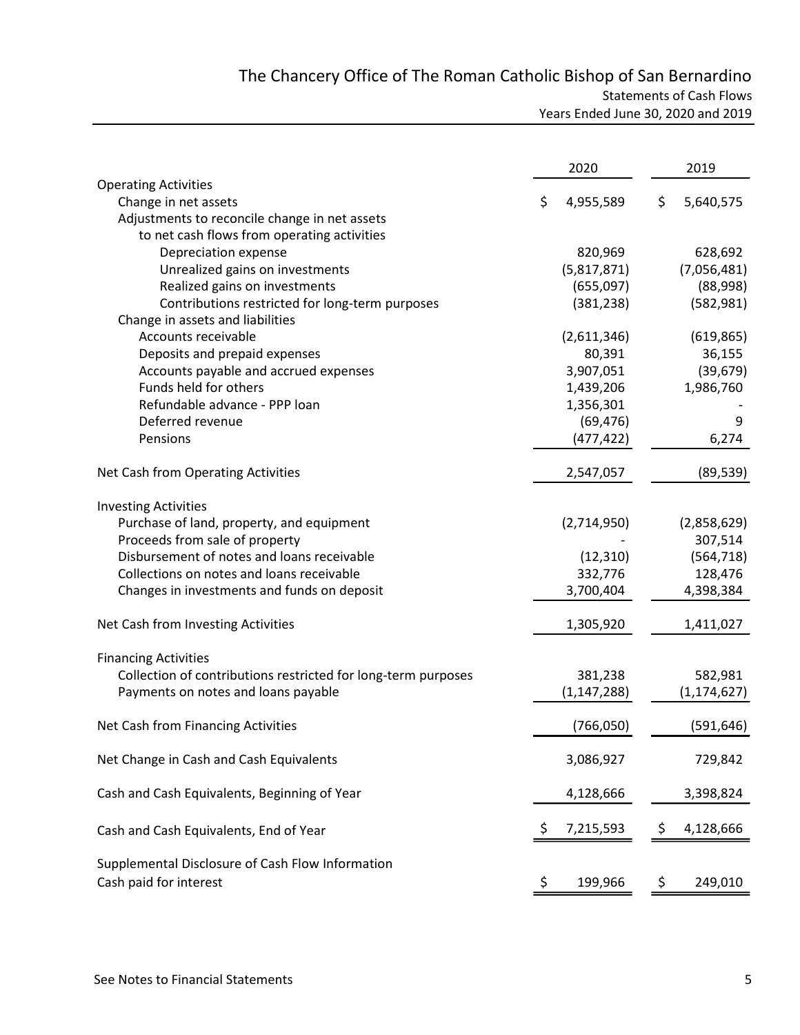# The Chancery Office of The Roman Catholic Bishop of San Bernardino

## Statements of Cash Flows

### Years Ended June 30, 2020 and 2019

| | 2020 | 2019 |
|---|---|---|
| **Operating Activities** | | |
| Change in net assets | $ 4,955,589 | $ 5,640,575 |
| Adjustments to reconcile change in net assets to net cash flows from operating activities | | |
| Depreciation expense | 820,969 | 628,692 |
| Unrealized gains on investments | (5,817,871) | (7,056,481) |
| Realized gains on investments | (655,097) | (88,998) |
| Contributions restricted for long-term purposes | (381,238) | (582,981) |
| Change in assets and liabilities | | |
| Accounts receivable | (2,611,346) | (619,865) |
| Deposits and prepaid expenses | 80,391 | 36,155 |
| Accounts payable and accrued expenses | 3,907,051 | (39,679) |
| Funds held for others | 1,439,206 | 1,986,760 |
| Refundable advance - PPP loan | 1,356,301 | - |
| Deferred revenue | (69,476) | 9 |
| Pensions | (477,422) | 6,274 |
| **Net Cash from Operating Activities** | 2,547,057 | (89,539) |
| **Investing Activities** | | |
| Purchase of land, property, and equipment | (2,714,950) | (2,858,629) |
| Proceeds from sale of property | - | 307,514 |
| Disbursement of notes and loans receivable | (12,310) | (564,718) |
| Collections on notes and loans receivable | 332,776 | 128,476 |
| Changes in investments and funds on deposit | 3,700,404 | 4,398,384 |
| **Net Cash from Investing Activities** | 1,305,920 | 1,411,027 |
| **Financing Activities** | | |
| Collection of contributions restricted for long-term purposes | 381,238 | 582,981 |
| Payments on notes and loans payable | (1,147,288) | (1,174,627) |
| **Net Cash from Financing Activities** | (766,050) | (591,646) |
| **Net Change in Cash and Cash Equivalents** | 3,086,927 | 729,842 |
| Cash and Cash Equivalents, Beginning of Year | 4,128,666 | 3,398,824 |
| **Cash and Cash Equivalents, End of Year** | $ 7,215,593 | $ 4,128,666 |
| **Supplemental Disclosure of Cash Flow Information** | | |
| Cash paid for interest | $ 199,966 | $ 249,010 |

See Notes to Financial Statements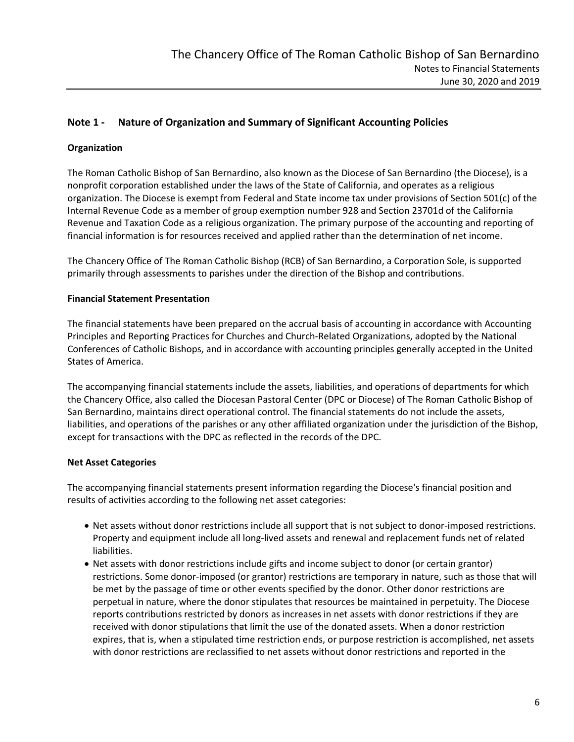## Note 1 - Nature of Organization and Summary of Significant Accounting Policies

### Organization

The Roman Catholic Bishop of San Bernardino, also known as the Diocese of San Bernardino (the Diocese), is a nonprofit corporation established under the laws of the State of California, and operates as a religious organization. The Diocese is exempt from Federal and State income tax under provisions of Section 501(c) of the Internal Revenue Code as a member of group exemption number 928 and Section 23701d of the California Revenue and Taxation Code as a religious organization. The primary purpose of the accounting and reporting of financial information is for resources received and applied rather than the determination of net income.

The Chancery Office of The Roman Catholic Bishop (RCB) of San Bernardino, a Corporation Sole, is supported primarily through assessments to parishes under the direction of the Bishop and contributions.

### Financial Statement Presentation

The financial statements have been prepared on the accrual basis of accounting in accordance with Accounting Principles and Reporting Practices for Churches and Church-Related Organizations, adopted by the National Conferences of Catholic Bishops, and in accordance with accounting principles generally accepted in the United States of America.

The accompanying financial statements include the assets, liabilities, and operations of departments for which the Chancery Office, also called the Diocesan Pastoral Center (DPC or Diocese) of The Roman Catholic Bishop of San Bernardino, maintains direct operational control. The financial statements do not include the assets, liabilities, and operations of the parishes or any other affiliated organization under the jurisdiction of the Bishop, except for transactions with the DPC as reflected in the records of the DPC.

### Net Asset Categories

The accompanying financial statements present information regarding the Diocese's financial position and results of activities according to the following net asset categories:

- Net assets without donor restrictions include all support that is not subject to donor-imposed restrictions. Property and equipment include all long-lived assets and renewal and replacement funds net of related liabilities.
- Net assets with donor restrictions include gifts and income subject to donor (or certain grantor) restrictions. Some donor-imposed (or grantor) restrictions are temporary in nature, such as those that will be met by the passage of time or other events specified by the donor. Other donor restrictions are perpetual in nature, where the donor stipulates that resources be maintained in perpetuity. The Diocese reports contributions restricted by donors as increases in net assets with donor restrictions if they are received with donor stipulations that limit the use of the donated assets. When a donor restriction expires, that is, when a stipulated time restriction ends, or purpose restriction is accomplished, net assets with donor restrictions are reclassified to net assets without donor restrictions and reported in the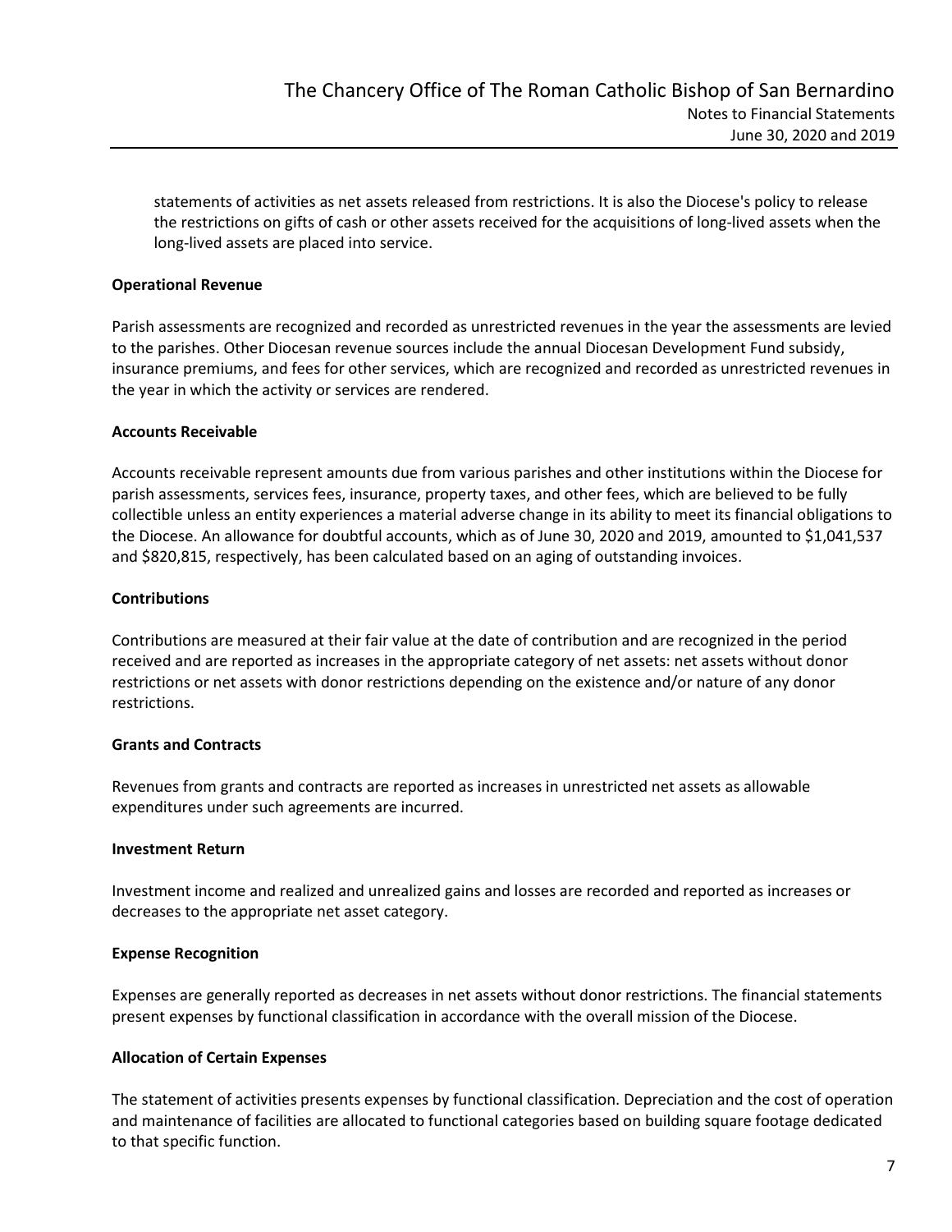statements of activities as net assets released from restrictions. It is also the Diocese's policy to release the restrictions on gifts of cash or other assets received for the acquisitions of long-lived assets when the long-lived assets are placed into service.

**Operational Revenue**

Parish assessments are recognized and recorded as unrestricted revenues in the year the assessments are levied to the parishes. Other Diocesan revenue sources include the annual Diocesan Development Fund subsidy, insurance premiums, and fees for other services, which are recognized and recorded as unrestricted revenues in the year in which the activity or services are rendered.

**Accounts Receivable**

Accounts receivable represent amounts due from various parishes and other institutions within the Diocese for parish assessments, services fees, insurance, property taxes, and other fees, which are believed to be fully collectible unless an entity experiences a material adverse change in its ability to meet its financial obligations to the Diocese. An allowance for doubtful accounts, which as of June 30, 2020 and 2019, amounted to $1,041,537 and $820,815, respectively, has been calculated based on an aging of outstanding invoices.

**Contributions**

Contributions are measured at their fair value at the date of contribution and are recognized in the period received and are reported as increases in the appropriate category of net assets: net assets without donor restrictions or net assets with donor restrictions depending on the existence and/or nature of any donor restrictions.

**Grants and Contracts**

Revenues from grants and contracts are reported as increases in unrestricted net assets as allowable expenditures under such agreements are incurred.

**Investment Return**

Investment income and realized and unrealized gains and losses are recorded and reported as increases or decreases to the appropriate net asset category.

**Expense Recognition**

Expenses are generally reported as decreases in net assets without donor restrictions. The financial statements present expenses by functional classification in accordance with the overall mission of the Diocese.

**Allocation of Certain Expenses**

The statement of activities presents expenses by functional classification. Depreciation and the cost of operation and maintenance of facilities are allocated to functional categories based on building square footage dedicated to that specific function.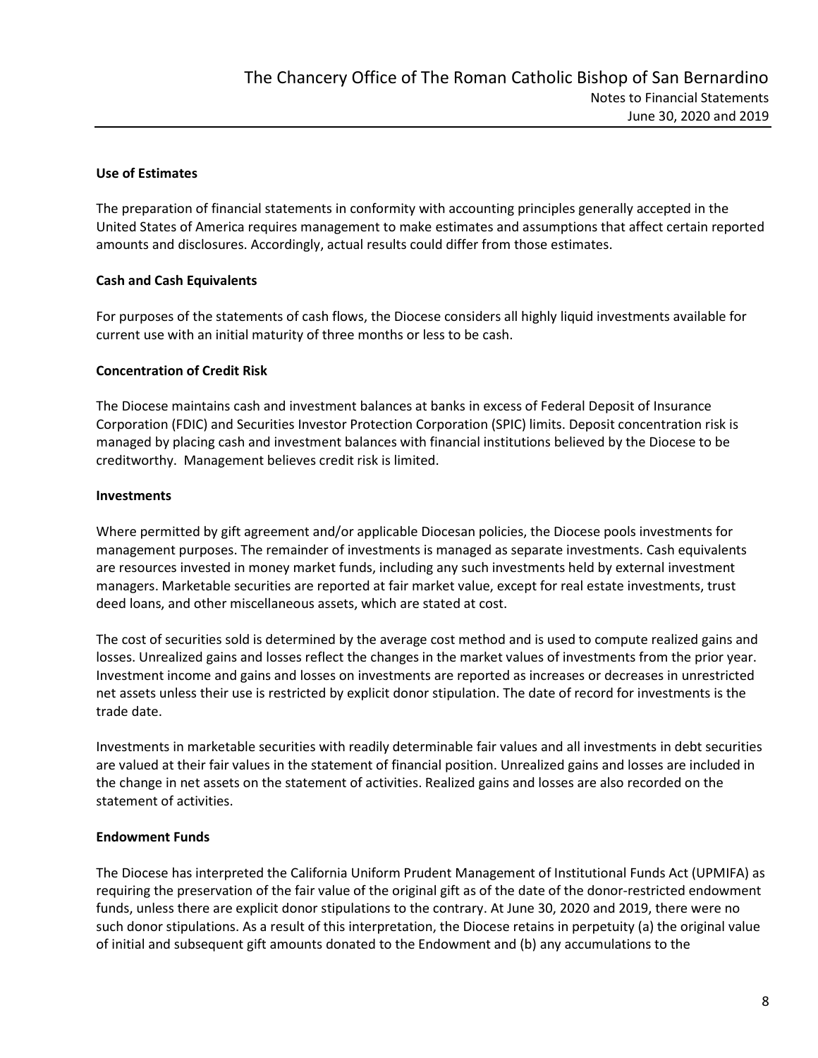### Use of Estimates

The preparation of financial statements in conformity with accounting principles generally accepted in the United States of America requires management to make estimates and assumptions that affect certain reported amounts and disclosures. Accordingly, actual results could differ from those estimates.

### Cash and Cash Equivalents

For purposes of the statements of cash flows, the Diocese considers all highly liquid investments available for current use with an initial maturity of three months or less to be cash.

### Concentration of Credit Risk

The Diocese maintains cash and investment balances at banks in excess of Federal Deposit of Insurance Corporation (FDIC) and Securities Investor Protection Corporation (SPIC) limits. Deposit concentration risk is managed by placing cash and investment balances with financial institutions believed by the Diocese to be creditworthy. Management believes credit risk is limited.

### Investments

Where permitted by gift agreement and/or applicable Diocesan policies, the Diocese pools investments for management purposes. The remainder of investments is managed as separate investments. Cash equivalents are resources invested in money market funds, including any such investments held by external investment managers. Marketable securities are reported at fair market value, except for real estate investments, trust deed loans, and other miscellaneous assets, which are stated at cost.

The cost of securities sold is determined by the average cost method and is used to compute realized gains and losses. Unrealized gains and losses reflect the changes in the market values of investments from the prior year. Investment income and gains and losses on investments are reported as increases or decreases in unrestricted net assets unless their use is restricted by explicit donor stipulation. The date of record for investments is the trade date.

Investments in marketable securities with readily determinable fair values and all investments in debt securities are valued at their fair values in the statement of financial position. Unrealized gains and losses are included in the change in net assets on the statement of activities. Realized gains and losses are also recorded on the statement of activities.

### Endowment Funds

The Diocese has interpreted the California Uniform Prudent Management of Institutional Funds Act (UPMIFA) as requiring the preservation of the fair value of the original gift as of the date of the donor-restricted endowment funds, unless there are explicit donor stipulations to the contrary. At June 30, 2020 and 2019, there were no such donor stipulations. As a result of this interpretation, the Diocese retains in perpetuity (a) the original value of initial and subsequent gift amounts donated to the Endowment and (b) any accumulations to the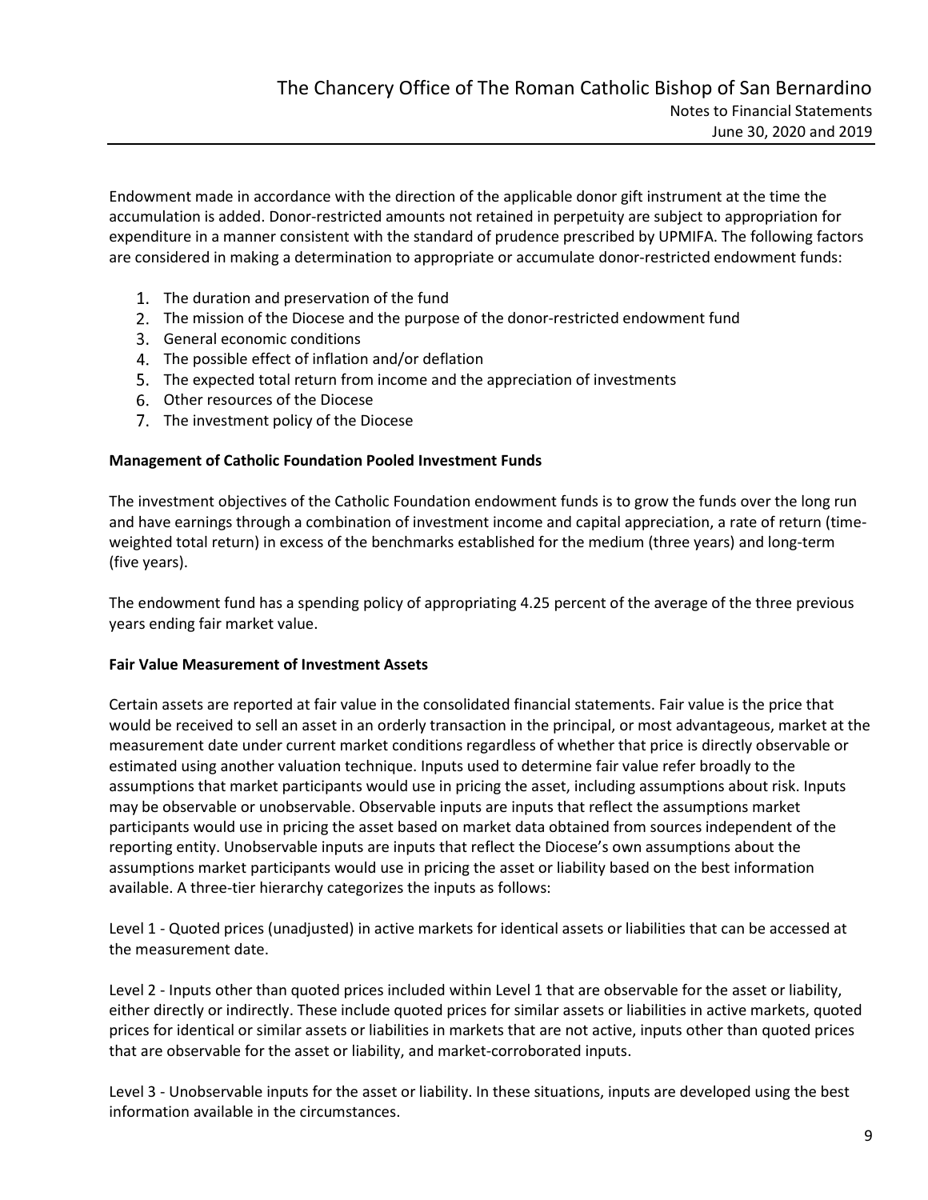Endowment made in accordance with the direction of the applicable donor gift instrument at the time the accumulation is added. Donor-restricted amounts not retained in perpetuity are subject to appropriation for expenditure in a manner consistent with the standard of prudence prescribed by UPMIFA. The following factors are considered in making a determination to appropriate or accumulate donor-restricted endowment funds:

1. The duration and preservation of the fund
2. The mission of the Diocese and the purpose of the donor-restricted endowment fund
3. General economic conditions
4. The possible effect of inflation and/or deflation
5. The expected total return from income and the appreciation of investments
6. Other resources of the Diocese
7. The investment policy of the Diocese

**Management of Catholic Foundation Pooled Investment Funds**

The investment objectives of the Catholic Foundation endowment funds is to grow the funds over the long run and have earnings through a combination of investment income and capital appreciation, a rate of return (time-weighted total return) in excess of the benchmarks established for the medium (three years) and long-term (five years).

The endowment fund has a spending policy of appropriating 4.25 percent of the average of the three previous years ending fair market value.

**Fair Value Measurement of Investment Assets**

Certain assets are reported at fair value in the consolidated financial statements. Fair value is the price that would be received to sell an asset in an orderly transaction in the principal, or most advantageous, market at the measurement date under current market conditions regardless of whether that price is directly observable or estimated using another valuation technique. Inputs used to determine fair value refer broadly to the assumptions that market participants would use in pricing the asset, including assumptions about risk. Inputs may be observable or unobservable. Observable inputs are inputs that reflect the assumptions market participants would use in pricing the asset based on market data obtained from sources independent of the reporting entity. Unobservable inputs are inputs that reflect the Diocese's own assumptions about the assumptions market participants would use in pricing the asset or liability based on the best information available. A three-tier hierarchy categorizes the inputs as follows:

Level 1 - Quoted prices (unadjusted) in active markets for identical assets or liabilities that can be accessed at the measurement date.

Level 2 - Inputs other than quoted prices included within Level 1 that are observable for the asset or liability, either directly or indirectly. These include quoted prices for similar assets or liabilities in active markets, quoted prices for identical or similar assets or liabilities in markets that are not active, inputs other than quoted prices that are observable for the asset or liability, and market-corroborated inputs.

Level 3 - Unobservable inputs for the asset or liability. In these situations, inputs are developed using the best information available in the circumstances.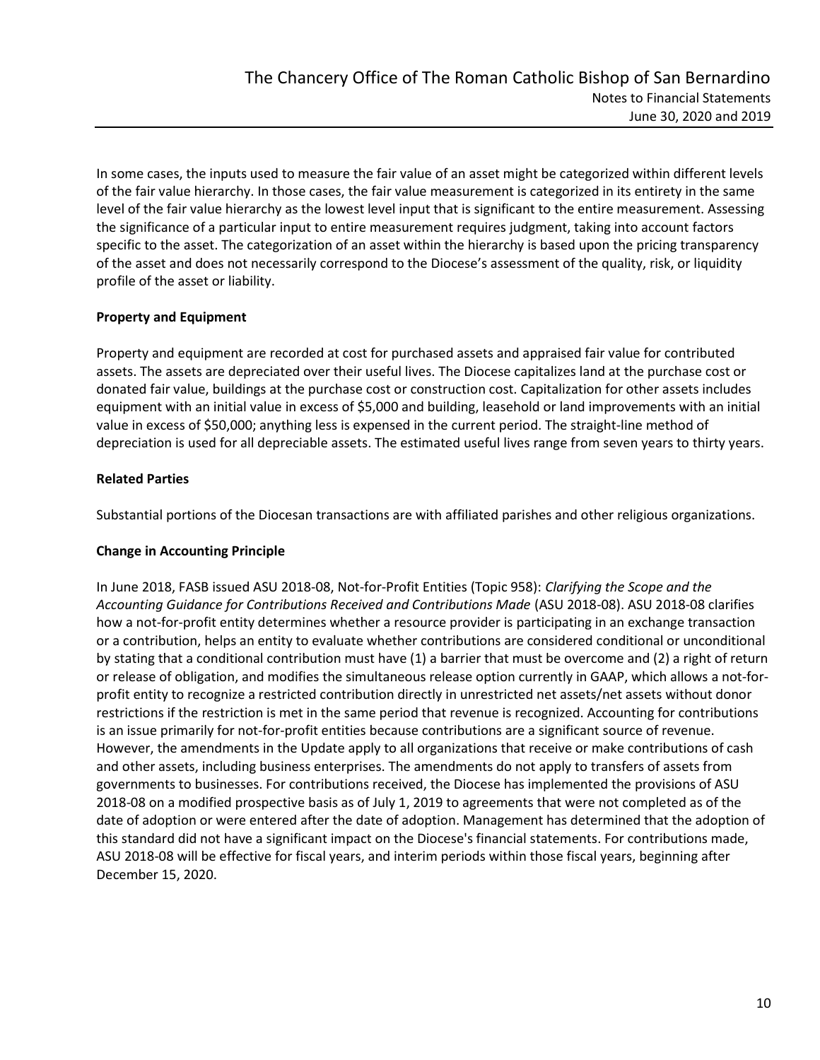In some cases, the inputs used to measure the fair value of an asset might be categorized within different levels of the fair value hierarchy. In those cases, the fair value measurement is categorized in its entirety in the same level of the fair value hierarchy as the lowest level input that is significant to the entire measurement. Assessing the significance of a particular input to entire measurement requires judgment, taking into account factors specific to the asset. The categorization of an asset within the hierarchy is based upon the pricing transparency of the asset and does not necessarily correspond to the Diocese's assessment of the quality, risk, or liquidity profile of the asset or liability.

**Property and Equipment**

Property and equipment are recorded at cost for purchased assets and appraised fair value for contributed assets. The assets are depreciated over their useful lives. The Diocese capitalizes land at the purchase cost or donated fair value, buildings at the purchase cost or construction cost. Capitalization for other assets includes equipment with an initial value in excess of $5,000 and building, leasehold or land improvements with an initial value in excess of $50,000; anything less is expensed in the current period. The straight-line method of depreciation is used for all depreciable assets. The estimated useful lives range from seven years to thirty years.

**Related Parties**

Substantial portions of the Diocesan transactions are with affiliated parishes and other religious organizations.

**Change in Accounting Principle**

In June 2018, FASB issued ASU 2018-08, Not-for-Profit Entities (Topic 958): *Clarifying the Scope and the Accounting Guidance for Contributions Received and Contributions Made* (ASU 2018-08). ASU 2018-08 clarifies how a not-for-profit entity determines whether a resource provider is participating in an exchange transaction or a contribution, helps an entity to evaluate whether contributions are considered conditional or unconditional by stating that a conditional contribution must have (1) a barrier that must be overcome and (2) a right of return or release of obligation, and modifies the simultaneous release option currently in GAAP, which allows a not-for-profit entity to recognize a restricted contribution directly in unrestricted net assets/net assets without donor restrictions if the restriction is met in the same period that revenue is recognized. Accounting for contributions is an issue primarily for not-for-profit entities because contributions are a significant source of revenue. However, the amendments in the Update apply to all organizations that receive or make contributions of cash and other assets, including business enterprises. The amendments do not apply to transfers of assets from governments to businesses. For contributions received, the Diocese has implemented the provisions of ASU 2018-08 on a modified prospective basis as of July 1, 2019 to agreements that were not completed as of the date of adoption or were entered after the date of adoption. Management has determined that the adoption of this standard did not have a significant impact on the Diocese's financial statements. For contributions made, ASU 2018-08 will be effective for fiscal years, and interim periods within those fiscal years, beginning after December 15, 2020.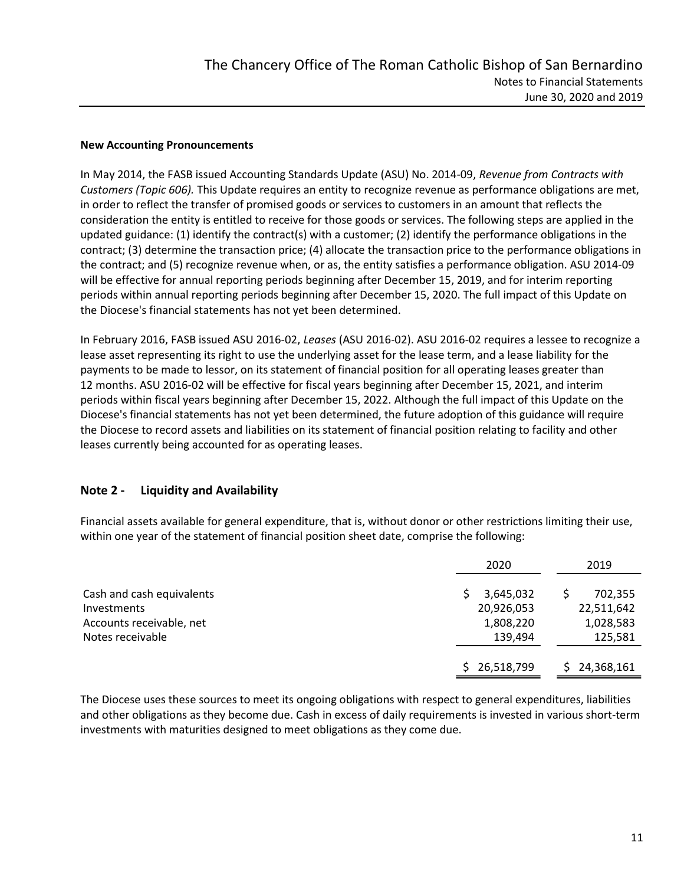**New Accounting Pronouncements**

In May 2014, the FASB issued Accounting Standards Update (ASU) No. 2014-09, *Revenue from Contracts with Customers (Topic 606).* This Update requires an entity to recognize revenue as performance obligations are met, in order to reflect the transfer of promised goods or services to customers in an amount that reflects the consideration the entity is entitled to receive for those goods or services. The following steps are applied in the updated guidance: (1) identify the contract(s) with a customer; (2) identify the performance obligations in the contract; (3) determine the transaction price; (4) allocate the transaction price to the performance obligations in the contract; and (5) recognize revenue when, or as, the entity satisfies a performance obligation. ASU 2014-09 will be effective for annual reporting periods beginning after December 15, 2019, and for interim reporting periods within annual reporting periods beginning after December 15, 2020. The full impact of this Update on the Diocese's financial statements has not yet been determined.

In February 2016, FASB issued ASU 2016-02, *Leases* (ASU 2016-02). ASU 2016-02 requires a lessee to recognize a lease asset representing its right to use the underlying asset for the lease term, and a lease liability for the payments to be made to lessor, on its statement of financial position for all operating leases greater than 12 months. ASU 2016-02 will be effective for fiscal years beginning after December 15, 2021, and interim periods within fiscal years beginning after December 15, 2022. Although the full impact of this Update on the Diocese's financial statements has not yet been determined, the future adoption of this guidance will require the Diocese to record assets and liabilities on its statement of financial position relating to facility and other leases currently being accounted for as operating leases.

## Note 2 - Liquidity and Availability

Financial assets available for general expenditure, that is, without donor or other restrictions limiting their use, within one year of the statement of financial position sheet date, comprise the following:

| | 2020 | 2019 |
|---|---|---|
| Cash and cash equivalents | $ 3,645,032 | $ 702,355 |
| Investments | 20,926,053 | 22,511,642 |
| Accounts receivable, net | 1,808,220 | 1,028,583 |
| Notes receivable | 139,494 | 125,581 |
| | $ 26,518,799 | $ 24,368,161 |

The Diocese uses these sources to meet its ongoing obligations with respect to general expenditures, liabilities and other obligations as they become due. Cash in excess of daily requirements is invested in various short-term investments with maturities designed to meet obligations as they come due.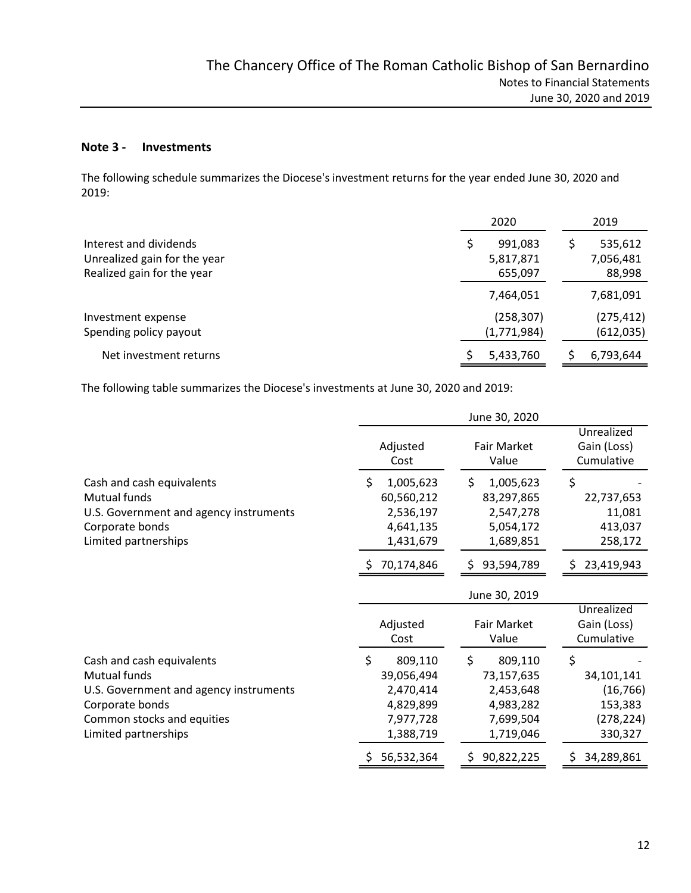## Note 3 - Investments

The following schedule summarizes the Diocese's investment returns for the year ended June 30, 2020 and 2019:

| | 2020 | 2019 |
|---|---|---|
| Interest and dividends | $ 991,083 | $ 535,612 |
| Unrealized gain for the year | 5,817,871 | 7,056,481 |
| Realized gain for the year | 655,097 | 88,998 |
| | 7,464,051 | 7,681,091 |
| Investment expense | (258,307) | (275,412) |
| Spending policy payout | (1,771,984) | (612,035) |
| Net investment returns | $ 5,433,760 | $ 6,793,644 |

The following table summarizes the Diocese's investments at June 30, 2020 and 2019:

| | June 30, 2020 | | |
|---|---|---|---|
| | Adjusted Cost | Fair Market Value | Unrealized Gain (Loss) Cumulative |
| Cash and cash equivalents | $ 1,005,623 | $ 1,005,623 | $ - |
| Mutual funds | 60,560,212 | 83,297,865 | 22,737,653 |
| U.S. Government and agency instruments | 2,536,197 | 2,547,278 | 11,081 |
| Corporate bonds | 4,641,135 | 5,054,172 | 413,037 |
| Limited partnerships | 1,431,679 | 1,689,851 | 258,172 |
| | $ 70,174,846 | $ 93,594,789 | $ 23,419,943 |

| | June 30, 2019 | | |
|---|---|---|---|
| | Adjusted Cost | Fair Market Value | Unrealized Gain (Loss) Cumulative |
| Cash and cash equivalents | $ 809,110 | $ 809,110 | $ - |
| Mutual funds | 39,056,494 | 73,157,635 | 34,101,141 |
| U.S. Government and agency instruments | 2,470,414 | 2,453,648 | (16,766) |
| Corporate bonds | 4,829,899 | 4,983,282 | 153,383 |
| Common stocks and equities | 7,977,728 | 7,699,504 | (278,224) |
| Limited partnerships | 1,388,719 | 1,719,046 | 330,327 |
| | $ 56,532,364 | $ 90,822,225 | $ 34,289,861 |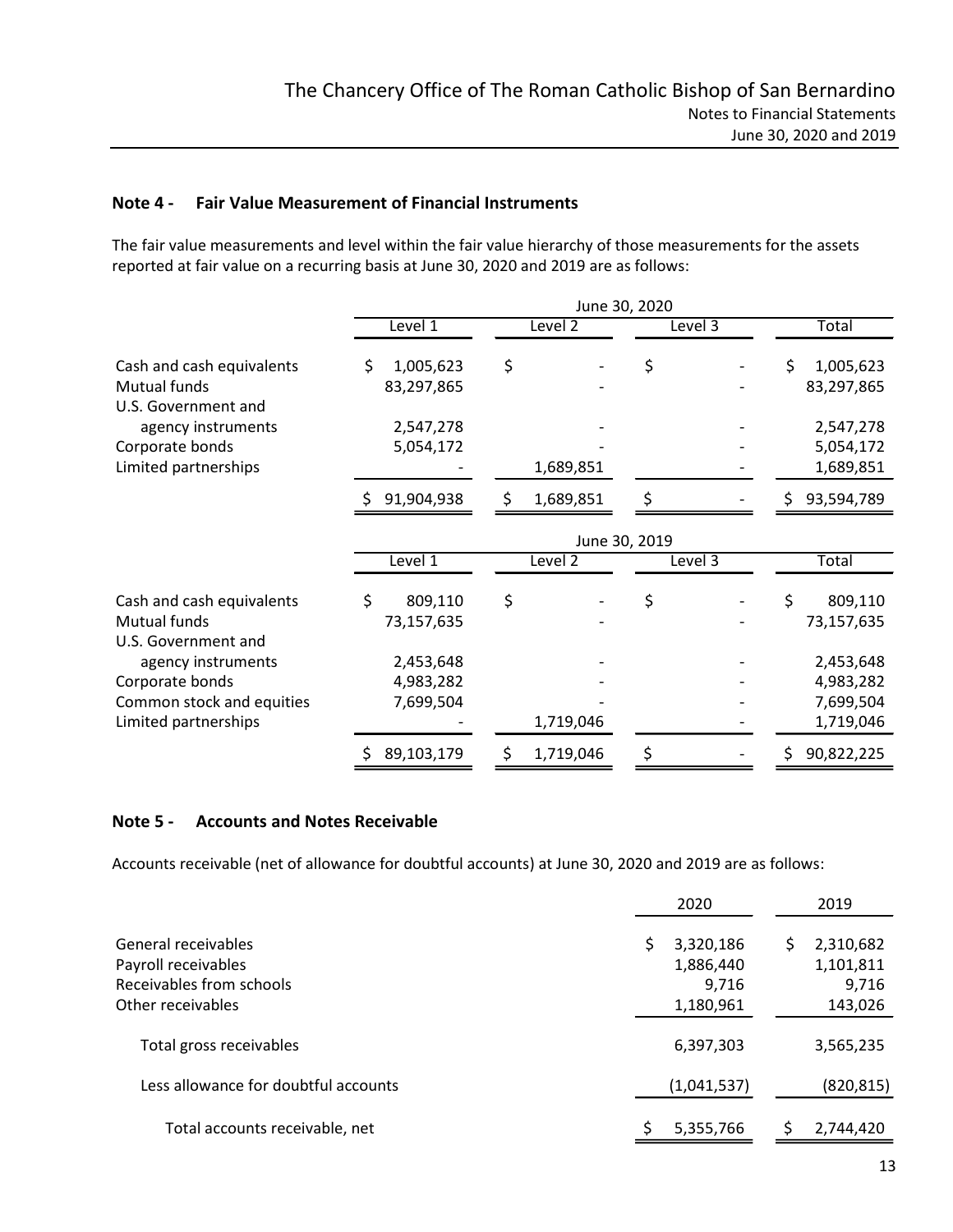## Note 4 - Fair Value Measurement of Financial Instruments

The fair value measurements and level within the fair value hierarchy of those measurements for the assets reported at fair value on a recurring basis at June 30, 2020 and 2019 are as follows:

| | June 30, 2020 | | | |
|---|---|---|---|---|
| | Level 1 | Level 2 | Level 3 | Total |
| Cash and cash equivalents | $ 1,005,623 | $ - | $ - | $ 1,005,623 |
| Mutual funds | 83,297,865 | - | - | 83,297,865 |
| U.S. Government and agency instruments | 2,547,278 | - | - | 2,547,278 |
| Corporate bonds | 5,054,172 | - | - | 5,054,172 |
| Limited partnerships | - | 1,689,851 | - | 1,689,851 |
| | $ 91,904,938 | $ 1,689,851 | $ - | $ 93,594,789 |

| | June 30, 2019 | | | |
|---|---|---|---|---|
| | Level 1 | Level 2 | Level 3 | Total |
| Cash and cash equivalents | $ 809,110 | $ - | $ - | $ 809,110 |
| Mutual funds | 73,157,635 | - | - | 73,157,635 |
| U.S. Government and agency instruments | 2,453,648 | - | - | 2,453,648 |
| Corporate bonds | 4,983,282 | - | - | 4,983,282 |
| Common stock and equities | 7,699,504 | - | - | 7,699,504 |
| Limited partnerships | - | 1,719,046 | - | 1,719,046 |
| | $ 89,103,179 | $ 1,719,046 | $ - | $ 90,822,225 |

## Note 5 - Accounts and Notes Receivable

Accounts receivable (net of allowance for doubtful accounts) at June 30, 2020 and 2019 are as follows:

| | 2020 | 2019 |
|---|---|---|
| General receivables | $ 3,320,186 | $ 2,310,682 |
| Payroll receivables | 1,886,440 | 1,101,811 |
| Receivables from schools | 9,716 | 9,716 |
| Other receivables | 1,180,961 | 143,026 |
| Total gross receivables | 6,397,303 | 3,565,235 |
| Less allowance for doubtful accounts | (1,041,537) | (820,815) |
| Total accounts receivable, net | $ 5,355,766 | $ 2,744,420 |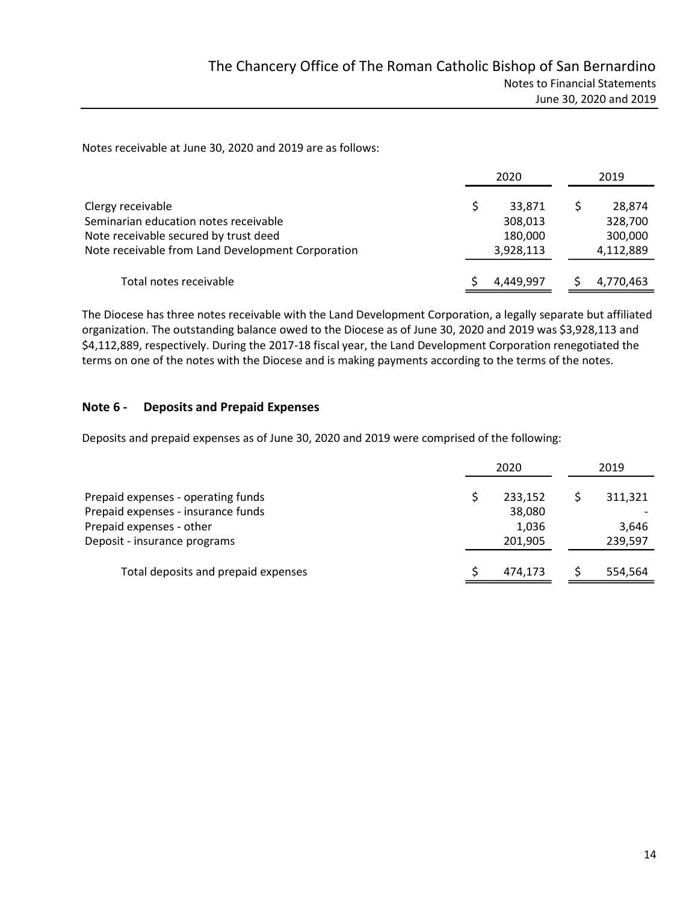Notes receivable at June 30, 2020 and 2019 are as follows:

| | 2020 | 2019 |
|---|---|---|
| Clergy receivable | $ 33,871 | $ 28,874 |
| Seminarian education notes receivable | 308,013 | 328,700 |
| Note receivable secured by trust deed | 180,000 | 300,000 |
| Note receivable from Land Development Corporation | 3,928,113 | 4,112,889 |
| Total notes receivable | $ 4,449,997 | $ 4,770,463 |

The Diocese has three notes receivable with the Land Development Corporation, a legally separate but affiliated organization. The outstanding balance owed to the Diocese as of June 30, 2020 and 2019 was $3,928,113 and $4,112,889, respectively. During the 2017-18 fiscal year, the Land Development Corporation renegotiated the terms on one of the notes with the Diocese and is making payments according to the terms of the notes.

## Note 6 - Deposits and Prepaid Expenses

Deposits and prepaid expenses as of June 30, 2020 and 2019 were comprised of the following:

| | 2020 | 2019 |
|---|---|---|
| Prepaid expenses - operating funds | $ 233,152 | $ 311,321 |
| Prepaid expenses - insurance funds | 38,080 | - |
| Prepaid expenses - other | 1,036 | 3,646 |
| Deposit - insurance programs | 201,905 | 239,597 |
| Total deposits and prepaid expenses | $ 474,173 | $ 554,564 |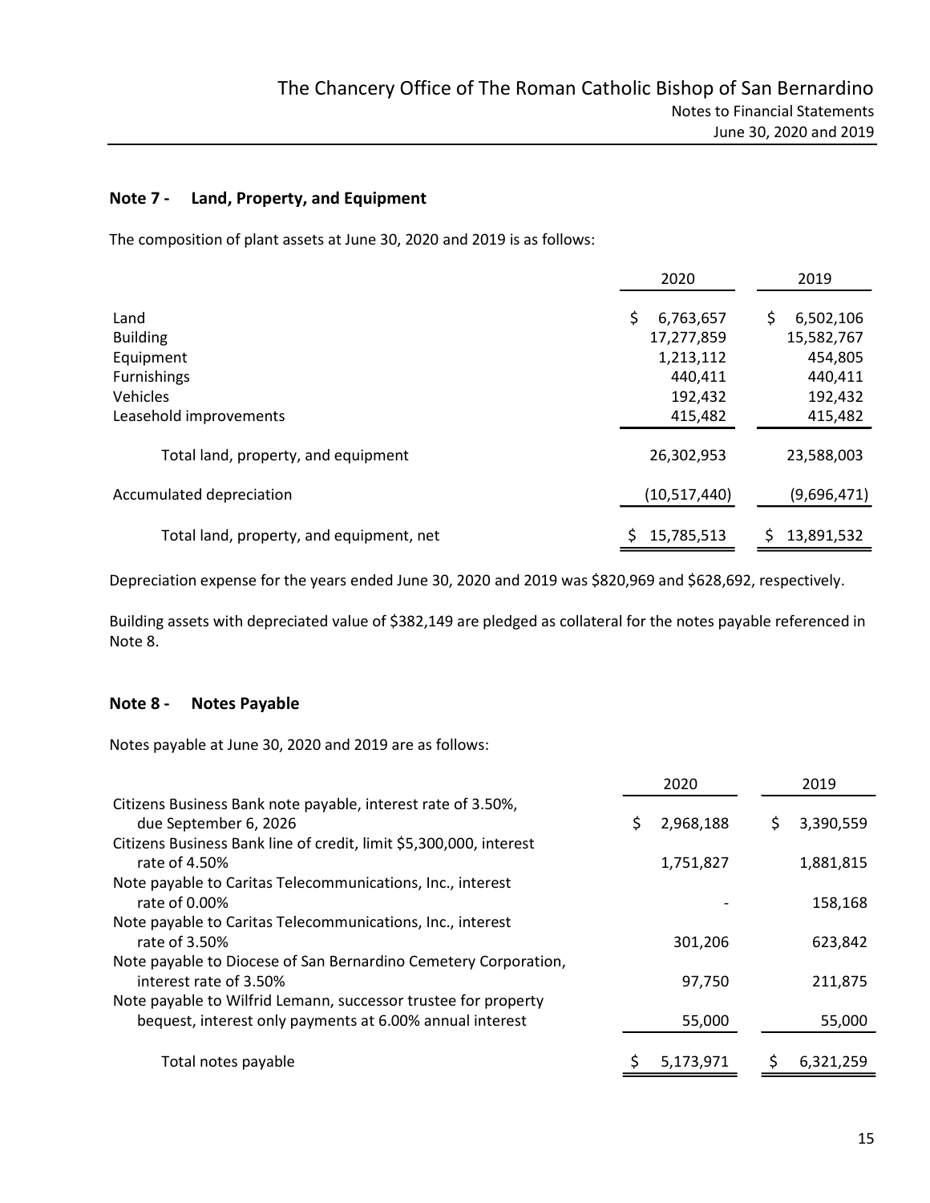## Note 7 - Land, Property, and Equipment

The composition of plant assets at June 30, 2020 and 2019 is as follows:

| | 2020 | 2019 |
|---|---|---|
| Land | $ 6,763,657 | $ 6,502,106 |
| Building | 17,277,859 | 15,582,767 |
| Equipment | 1,213,112 | 454,805 |
| Furnishings | 440,411 | 440,411 |
| Vehicles | 192,432 | 192,432 |
| Leasehold improvements | 415,482 | 415,482 |
| Total land, property, and equipment | 26,302,953 | 23,588,003 |
| Accumulated depreciation | (10,517,440) | (9,696,471) |
| Total land, property, and equipment, net | $ 15,785,513 | $ 13,891,532 |

Depreciation expense for the years ended June 30, 2020 and 2019 was $820,969 and $628,692, respectively.

Building assets with depreciated value of $382,149 are pledged as collateral for the notes payable referenced in Note 8.

## Note 8 - Notes Payable

Notes payable at June 30, 2020 and 2019 are as follows:

| | 2020 | 2019 |
|---|---|---|
| Citizens Business Bank note payable, interest rate of 3.50%, due September 6, 2026 | $ 2,968,188 | $ 3,390,559 |
| Citizens Business Bank line of credit, limit $5,300,000, interest rate of 4.50% | 1,751,827 | 1,881,815 |
| Note payable to Caritas Telecommunications, Inc., interest rate of 0.00% | - | 158,168 |
| Note payable to Caritas Telecommunications, Inc., interest rate of 3.50% | 301,206 | 623,842 |
| Note payable to Diocese of San Bernardino Cemetery Corporation, interest rate of 3.50% | 97,750 | 211,875 |
| Note payable to Wilfrid Lemann, successor trustee for property bequest, interest only payments at 6.00% annual interest | 55,000 | 55,000 |
| Total notes payable | $ 5,173,971 | $ 6,321,259 |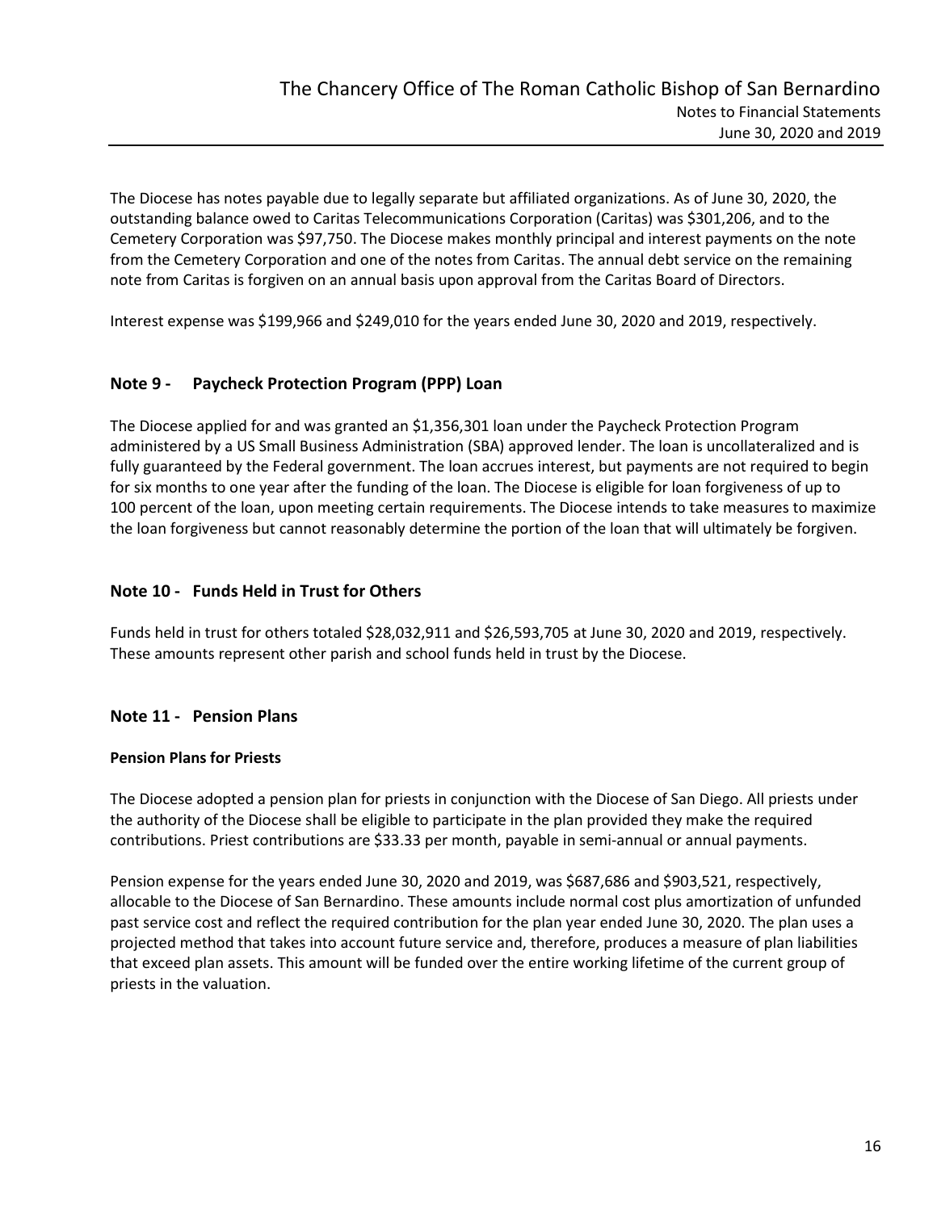The Diocese has notes payable due to legally separate but affiliated organizations. As of June 30, 2020, the outstanding balance owed to Caritas Telecommunications Corporation (Caritas) was $301,206, and to the Cemetery Corporation was $97,750. The Diocese makes monthly principal and interest payments on the note from the Cemetery Corporation and one of the notes from Caritas. The annual debt service on the remaining note from Caritas is forgiven on an annual basis upon approval from the Caritas Board of Directors.

Interest expense was $199,966 and $249,010 for the years ended June 30, 2020 and 2019, respectively.

## Note 9 - Paycheck Protection Program (PPP) Loan

The Diocese applied for and was granted an $1,356,301 loan under the Paycheck Protection Program administered by a US Small Business Administration (SBA) approved lender. The loan is uncollateralized and is fully guaranteed by the Federal government. The loan accrues interest, but payments are not required to begin for six months to one year after the funding of the loan. The Diocese is eligible for loan forgiveness of up to 100 percent of the loan, upon meeting certain requirements. The Diocese intends to take measures to maximize the loan forgiveness but cannot reasonably determine the portion of the loan that will ultimately be forgiven.

## Note 10 - Funds Held in Trust for Others

Funds held in trust for others totaled $28,032,911 and $26,593,705 at June 30, 2020 and 2019, respectively. These amounts represent other parish and school funds held in trust by the Diocese.

## Note 11 - Pension Plans

### Pension Plans for Priests

The Diocese adopted a pension plan for priests in conjunction with the Diocese of San Diego. All priests under the authority of the Diocese shall be eligible to participate in the plan provided they make the required contributions. Priest contributions are $33.33 per month, payable in semi-annual or annual payments.

Pension expense for the years ended June 30, 2020 and 2019, was $687,686 and $903,521, respectively, allocable to the Diocese of San Bernardino. These amounts include normal cost plus amortization of unfunded past service cost and reflect the required contribution for the plan year ended June 30, 2020. The plan uses a projected method that takes into account future service and, therefore, produces a measure of plan liabilities that exceed plan assets. This amount will be funded over the entire working lifetime of the current group of priests in the valuation.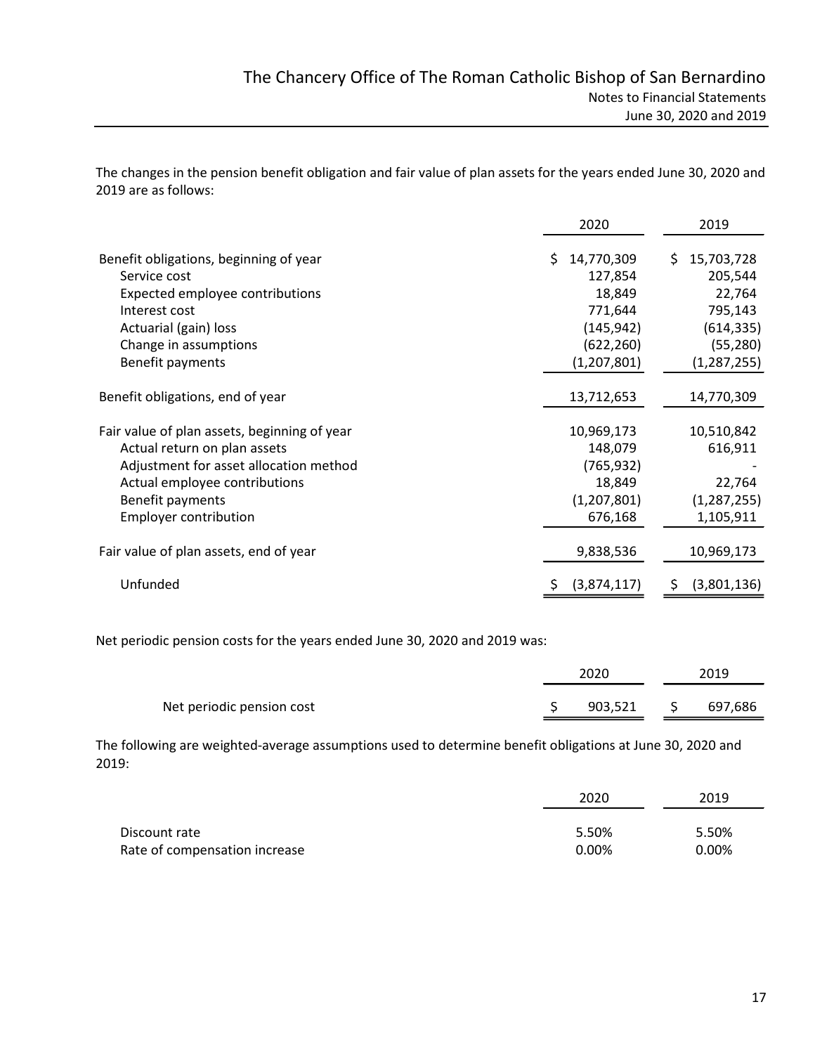The changes in the pension benefit obligation and fair value of plan assets for the years ended June 30, 2020 and 2019 are as follows:

| | 2020 | 2019 |
|---|---|---|
| Benefit obligations, beginning of year | $ 14,770,309 | $ 15,703,728 |
| Service cost | 127,854 | 205,544 |
| Expected employee contributions | 18,849 | 22,764 |
| Interest cost | 771,644 | 795,143 |
| Actuarial (gain) loss | (145,942) | (614,335) |
| Change in assumptions | (622,260) | (55,280) |
| Benefit payments | (1,207,801) | (1,287,255) |
| Benefit obligations, end of year | 13,712,653 | 14,770,309 |
| Fair value of plan assets, beginning of year | 10,969,173 | 10,510,842 |
| Actual return on plan assets | 148,079 | 616,911 |
| Adjustment for asset allocation method | (765,932) | - |
| Actual employee contributions | 18,849 | 22,764 |
| Benefit payments | (1,207,801) | (1,287,255) |
| Employer contribution | 676,168 | 1,105,911 |
| Fair value of plan assets, end of year | 9,838,536 | 10,969,173 |
| Unfunded | $ (3,874,117) | $ (3,801,136) |

Net periodic pension costs for the years ended June 30, 2020 and 2019 was:

| | 2020 | 2019 |
|---|---|---|
| Net periodic pension cost | $ 903,521 | $ 697,686 |

The following are weighted-average assumptions used to determine benefit obligations at June 30, 2020 and 2019:

| | 2020 | 2019 |
|---|---|---|
| Discount rate | 5.50% | 5.50% |
| Rate of compensation increase | 0.00% | 0.00% |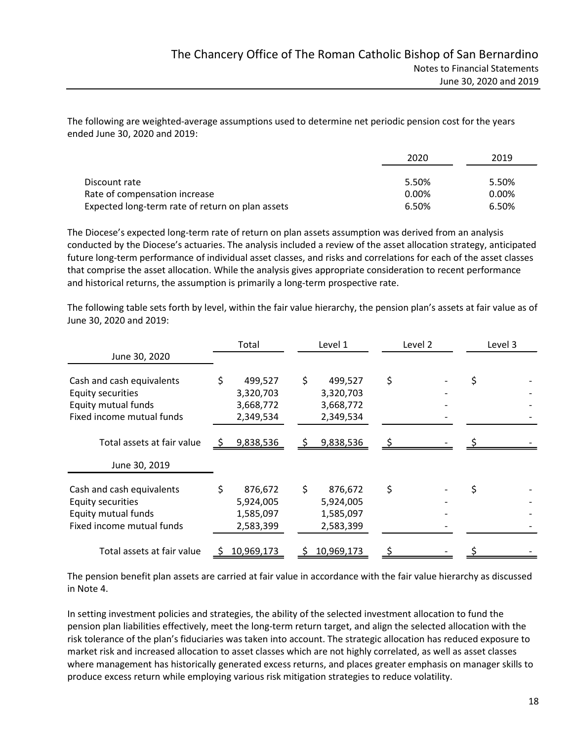The following are weighted-average assumptions used to determine net periodic pension cost for the years ended June 30, 2020 and 2019:

| | 2020 | 2019 |
|---|---|---|
| Discount rate | 5.50% | 5.50% |
| Rate of compensation increase | 0.00% | 0.00% |
| Expected long-term rate of return on plan assets | 6.50% | 6.50% |

The Diocese's expected long-term rate of return on plan assets assumption was derived from an analysis conducted by the Diocese's actuaries. The analysis included a review of the asset allocation strategy, anticipated future long-term performance of individual asset classes, and risks and correlations for each of the asset classes that comprise the asset allocation. While the analysis gives appropriate consideration to recent performance and historical returns, the assumption is primarily a long-term prospective rate.

The following table sets forth by level, within the fair value hierarchy, the pension plan's assets at fair value as of June 30, 2020 and 2019:

| June 30, 2020 | Total | Level 1 | Level 2 | Level 3 |
|---|---|---|---|---|
| Cash and cash equivalents | $ 499,527 | $ 499,527 | $ - | $ - |
| Equity securities | 3,320,703 | 3,320,703 | - | - |
| Equity mutual funds | 3,668,772 | 3,668,772 | - | - |
| Fixed income mutual funds | 2,349,534 | 2,349,534 | - | - |
| Total assets at fair value | $ 9,838,536 | $ 9,838,536 | $ - | $ - |
| **June 30, 2019** | | | | |
| Cash and cash equivalents | $ 876,672 | $ 876,672 | $ - | $ - |
| Equity securities | 5,924,005 | 5,924,005 | - | - |
| Equity mutual funds | 1,585,097 | 1,585,097 | - | - |
| Fixed income mutual funds | 2,583,399 | 2,583,399 | - | - |
| Total assets at fair value | $ 10,969,173 | $ 10,969,173 | $ - | $ - |

The pension benefit plan assets are carried at fair value in accordance with the fair value hierarchy as discussed in Note 4.

In setting investment policies and strategies, the ability of the selected investment allocation to fund the pension plan liabilities effectively, meet the long-term return target, and align the selected allocation with the risk tolerance of the plan's fiduciaries was taken into account. The strategic allocation has reduced exposure to market risk and increased allocation to asset classes which are not highly correlated, as well as asset classes where management has historically generated excess returns, and places greater emphasis on manager skills to produce excess return while employing various risk mitigation strategies to reduce volatility.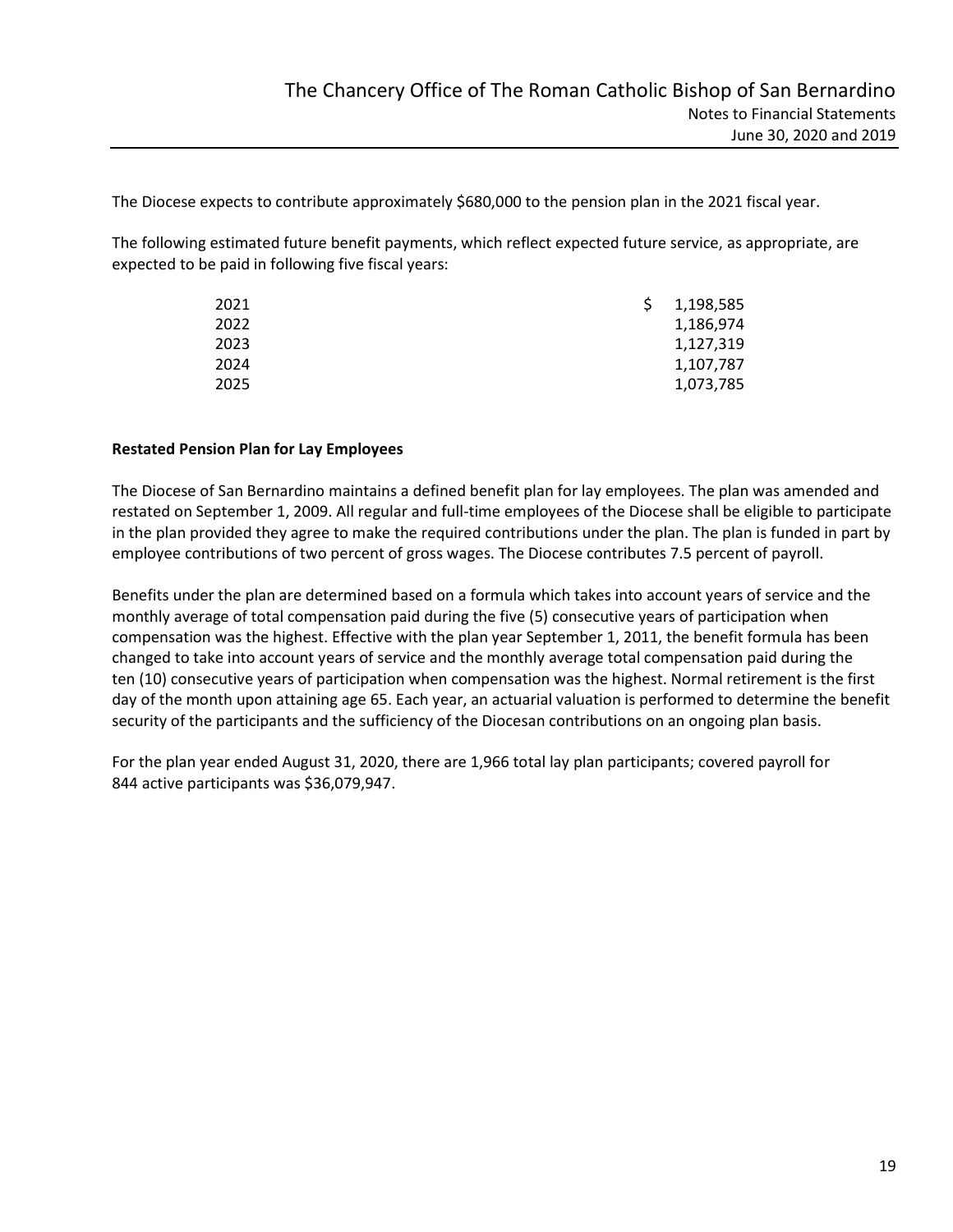The Diocese expects to contribute approximately $680,000 to the pension plan in the 2021 fiscal year.

The following estimated future benefit payments, which reflect expected future service, as appropriate, are expected to be paid in following five fiscal years:

| | |
|---|---|
| 2021 | $ 1,198,585 |
| 2022 | 1,186,974 |
| 2023 | 1,127,319 |
| 2024 | 1,107,787 |
| 2025 | 1,073,785 |

**Restated Pension Plan for Lay Employees**

The Diocese of San Bernardino maintains a defined benefit plan for lay employees. The plan was amended and restated on September 1, 2009. All regular and full-time employees of the Diocese shall be eligible to participate in the plan provided they agree to make the required contributions under the plan. The plan is funded in part by employee contributions of two percent of gross wages. The Diocese contributes 7.5 percent of payroll.

Benefits under the plan are determined based on a formula which takes into account years of service and the monthly average of total compensation paid during the five (5) consecutive years of participation when compensation was the highest. Effective with the plan year September 1, 2011, the benefit formula has been changed to take into account years of service and the monthly average total compensation paid during the ten (10) consecutive years of participation when compensation was the highest. Normal retirement is the first day of the month upon attaining age 65. Each year, an actuarial valuation is performed to determine the benefit security of the participants and the sufficiency of the Diocesan contributions on an ongoing plan basis.

For the plan year ended August 31, 2020, there are 1,966 total lay plan participants; covered payroll for 844 active participants was $36,079,947.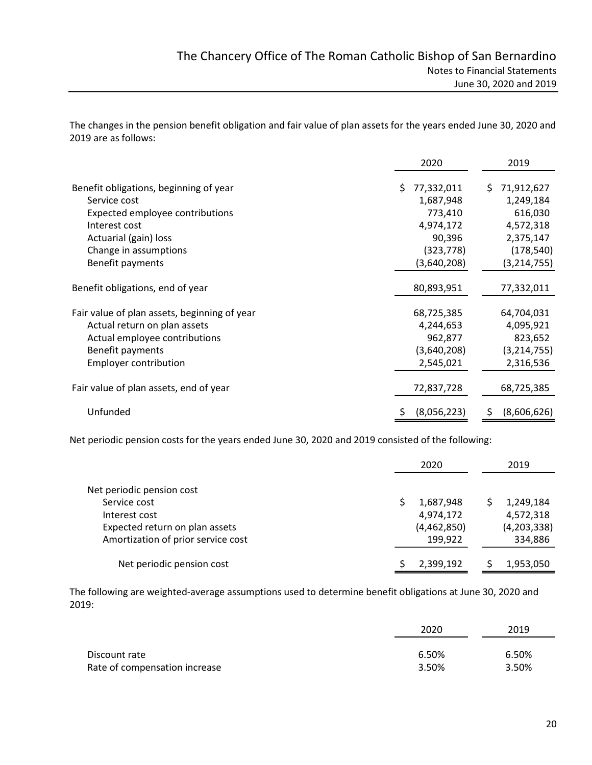The changes in the pension benefit obligation and fair value of plan assets for the years ended June 30, 2020 and 2019 are as follows:

| | 2020 | 2019 |
|---|---|---|
| Benefit obligations, beginning of year | $ 77,332,011 | $ 71,912,627 |
| Service cost | 1,687,948 | 1,249,184 |
| Expected employee contributions | 773,410 | 616,030 |
| Interest cost | 4,974,172 | 4,572,318 |
| Actuarial (gain) loss | 90,396 | 2,375,147 |
| Change in assumptions | (323,778) | (178,540) |
| Benefit payments | (3,640,208) | (3,214,755) |
| Benefit obligations, end of year | 80,893,951 | 77,332,011 |
| Fair value of plan assets, beginning of year | 68,725,385 | 64,704,031 |
| Actual return on plan assets | 4,244,653 | 4,095,921 |
| Actual employee contributions | 962,877 | 823,652 |
| Benefit payments | (3,640,208) | (3,214,755) |
| Employer contribution | 2,545,021 | 2,316,536 |
| Fair value of plan assets, end of year | 72,837,728 | 68,725,385 |
| Unfunded | $ (8,056,223) | $ (8,606,626) |

Net periodic pension costs for the years ended June 30, 2020 and 2019 consisted of the following:

| | 2020 | 2019 |
|---|---|---|
| Net periodic pension cost | | |
| Service cost | $ 1,687,948 | $ 1,249,184 |
| Interest cost | 4,974,172 | 4,572,318 |
| Expected return on plan assets | (4,462,850) | (4,203,338) |
| Amortization of prior service cost | 199,922 | 334,886 |
| Net periodic pension cost | $ 2,399,192 | $ 1,953,050 |

The following are weighted-average assumptions used to determine benefit obligations at June 30, 2020 and 2019:

| | 2020 | 2019 |
|---|---|---|
| Discount rate | 6.50% | 6.50% |
| Rate of compensation increase | 3.50% | 3.50% |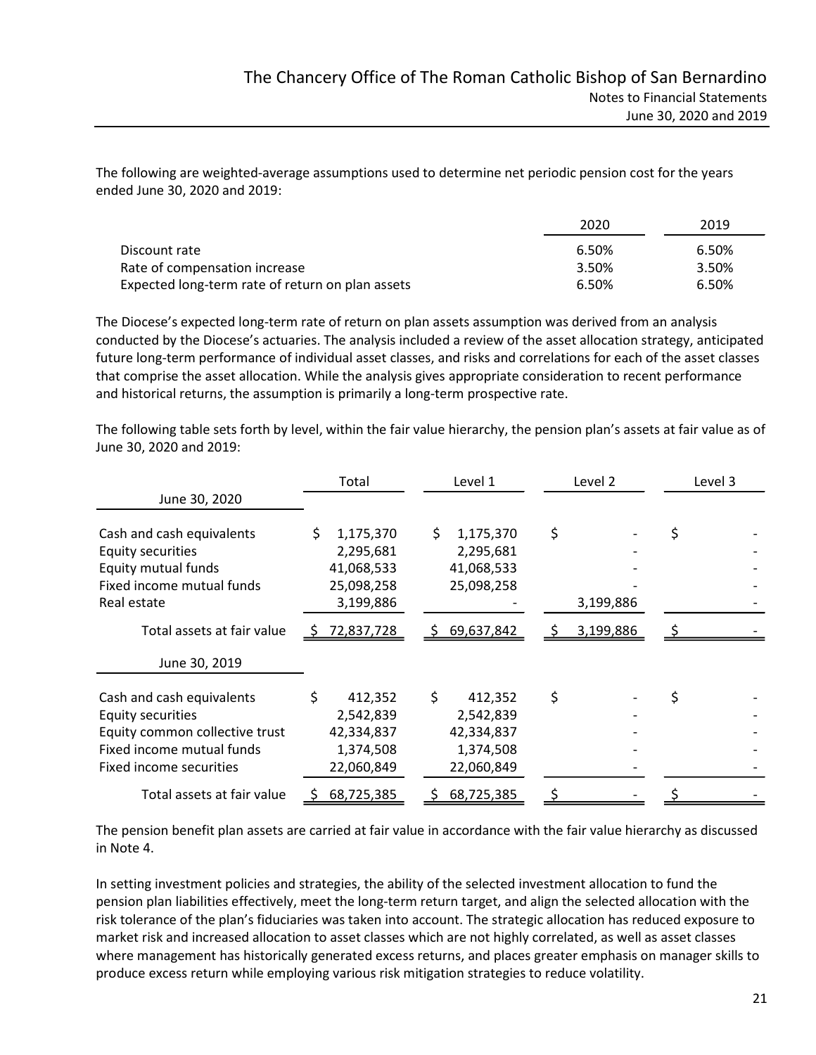The following are weighted-average assumptions used to determine net periodic pension cost for the years ended June 30, 2020 and 2019:

| | 2020 | 2019 |
|---|---|---|
| Discount rate | 6.50% | 6.50% |
| Rate of compensation increase | 3.50% | 3.50% |
| Expected long-term rate of return on plan assets | 6.50% | 6.50% |

The Diocese's expected long-term rate of return on plan assets assumption was derived from an analysis conducted by the Diocese's actuaries. The analysis included a review of the asset allocation strategy, anticipated future long-term performance of individual asset classes, and risks and correlations for each of the asset classes that comprise the asset allocation. While the analysis gives appropriate consideration to recent performance and historical returns, the assumption is primarily a long-term prospective rate.

The following table sets forth by level, within the fair value hierarchy, the pension plan's assets at fair value as of June 30, 2020 and 2019:

| | Total | Level 1 | Level 2 | Level 3 |
|---|---|---|---|---|
| **June 30, 2020** | | | | |
| Cash and cash equivalents | $ 1,175,370 | $ 1,175,370 | $ - | $ - |
| Equity securities | 2,295,681 | 2,295,681 | - | - |
| Equity mutual funds | 41,068,533 | 41,068,533 | - | - |
| Fixed income mutual funds | 25,098,258 | 25,098,258 | - | - |
| Real estate | 3,199,886 | - | 3,199,886 | - |
| Total assets at fair value | $ 72,837,728 | $ 69,637,842 | $ 3,199,886 | $ - |
| **June 30, 2019** | | | | |
| Cash and cash equivalents | $ 412,352 | $ 412,352 | $ - | $ - |
| Equity securities | 2,542,839 | 2,542,839 | - | - |
| Equity common collective trust | 42,334,837 | 42,334,837 | - | - |
| Fixed income mutual funds | 1,374,508 | 1,374,508 | - | - |
| Fixed income securities | 22,060,849 | 22,060,849 | - | - |
| Total assets at fair value | $ 68,725,385 | $ 68,725,385 | $ - | $ - |

The pension benefit plan assets are carried at fair value in accordance with the fair value hierarchy as discussed in Note 4.

In setting investment policies and strategies, the ability of the selected investment allocation to fund the pension plan liabilities effectively, meet the long-term return target, and align the selected allocation with the risk tolerance of the plan's fiduciaries was taken into account. The strategic allocation has reduced exposure to market risk and increased allocation to asset classes which are not highly correlated, as well as asset classes where management has historically generated excess returns, and places greater emphasis on manager skills to produce excess return while employing various risk mitigation strategies to reduce volatility.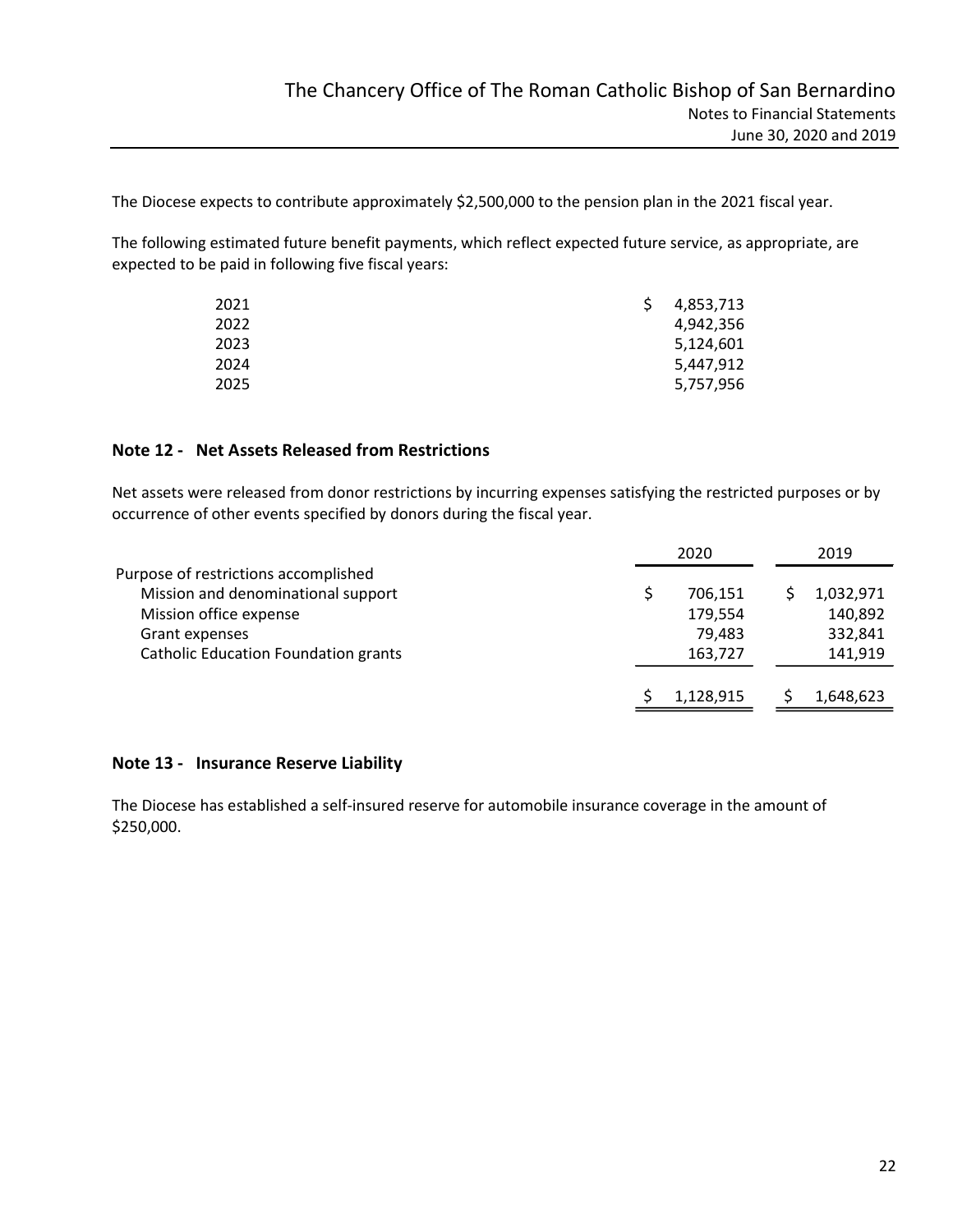The Diocese expects to contribute approximately $2,500,000 to the pension plan in the 2021 fiscal year.

The following estimated future benefit payments, which reflect expected future service, as appropriate, are expected to be paid in following five fiscal years:

| | |
|---|---|
| 2021 | $ 4,853,713 |
| 2022 | 4,942,356 |
| 2023 | 5,124,601 |
| 2024 | 5,447,912 |
| 2025 | 5,757,956 |

## Note 12 - Net Assets Released from Restrictions

Net assets were released from donor restrictions by incurring expenses satisfying the restricted purposes or by occurrence of other events specified by donors during the fiscal year.

| | 2020 | 2019 |
|---|---|---|
| Purpose of restrictions accomplished | | |
| Mission and denominational support | $ 706,151 | $ 1,032,971 |
| Mission office expense | 179,554 | 140,892 |
| Grant expenses | 79,483 | 332,841 |
| Catholic Education Foundation grants | 163,727 | 141,919 |
| | $ 1,128,915 | $ 1,648,623 |

## Note 13 - Insurance Reserve Liability

The Diocese has established a self-insured reserve for automobile insurance coverage in the amount of $250,000.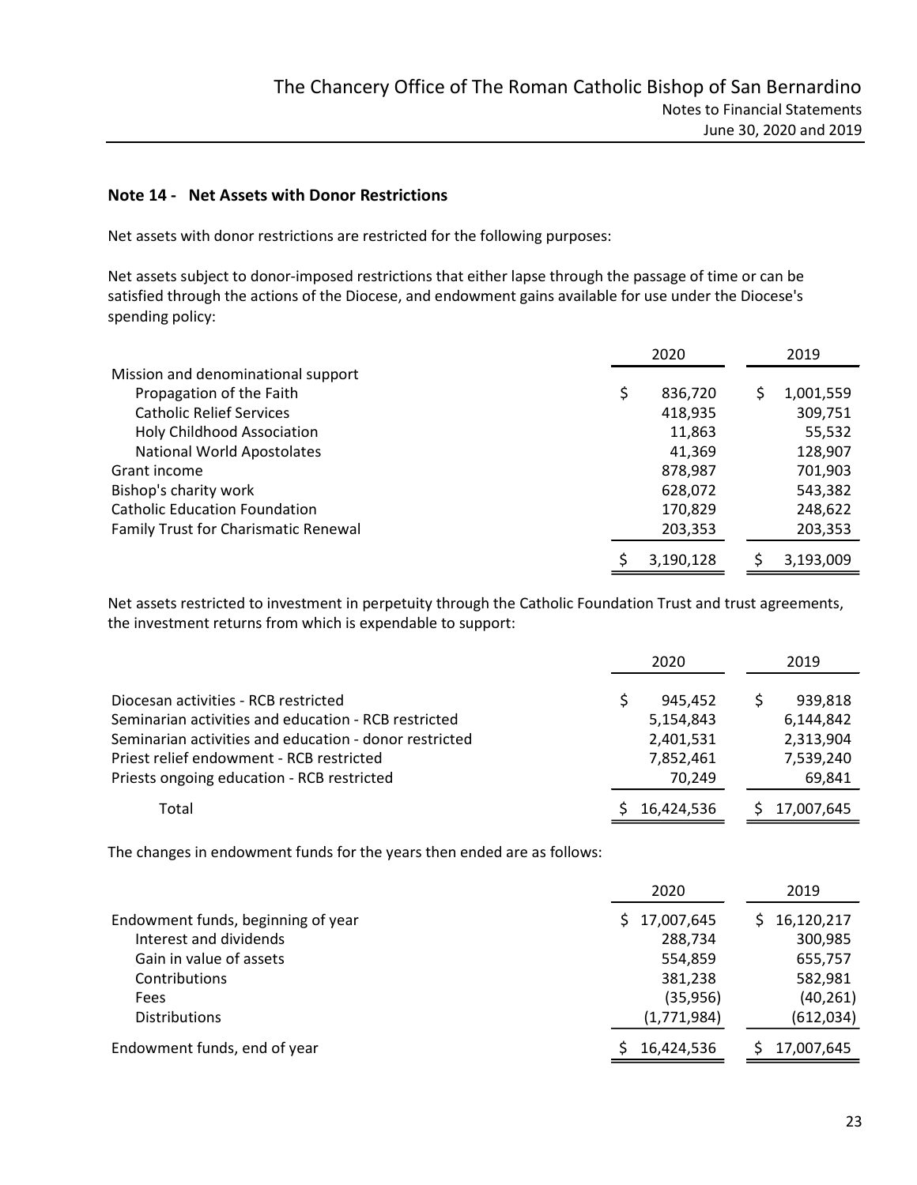## Note 14 - Net Assets with Donor Restrictions

Net assets with donor restrictions are restricted for the following purposes:

Net assets subject to donor-imposed restrictions that either lapse through the passage of time or can be satisfied through the actions of the Diocese, and endowment gains available for use under the Diocese's spending policy:

| | 2020 | 2019 |
|---|---|---|
| Mission and denominational support | | |
| Propagation of the Faith | $ 836,720 | $ 1,001,559 |
| Catholic Relief Services | 418,935 | 309,751 |
| Holy Childhood Association | 11,863 | 55,532 |
| National World Apostolates | 41,369 | 128,907 |
| Grant income | 878,987 | 701,903 |
| Bishop's charity work | 628,072 | 543,382 |
| Catholic Education Foundation | 170,829 | 248,622 |
| Family Trust for Charismatic Renewal | 203,353 | 203,353 |
| | $ 3,190,128 | $ 3,193,009 |

Net assets restricted to investment in perpetuity through the Catholic Foundation Trust and trust agreements, the investment returns from which is expendable to support:

| | 2020 | 2019 |
|---|---|---|
| Diocesan activities - RCB restricted | $ 945,452 | $ 939,818 |
| Seminarian activities and education - RCB restricted | 5,154,843 | 6,144,842 |
| Seminarian activities and education - donor restricted | 2,401,531 | 2,313,904 |
| Priest relief endowment - RCB restricted | 7,852,461 | 7,539,240 |
| Priests ongoing education - RCB restricted | 70,249 | 69,841 |
| Total | $ 16,424,536 | $ 17,007,645 |

The changes in endowment funds for the years then ended are as follows:

| | 2020 | 2019 |
|---|---|---|
| Endowment funds, beginning of year | $ 17,007,645 | $ 16,120,217 |
| Interest and dividends | 288,734 | 300,985 |
| Gain in value of assets | 554,859 | 655,757 |
| Contributions | 381,238 | 582,981 |
| Fees | (35,956) | (40,261) |
| Distributions | (1,771,984) | (612,034) |
| Endowment funds, end of year | $ 16,424,536 | $ 17,007,645 |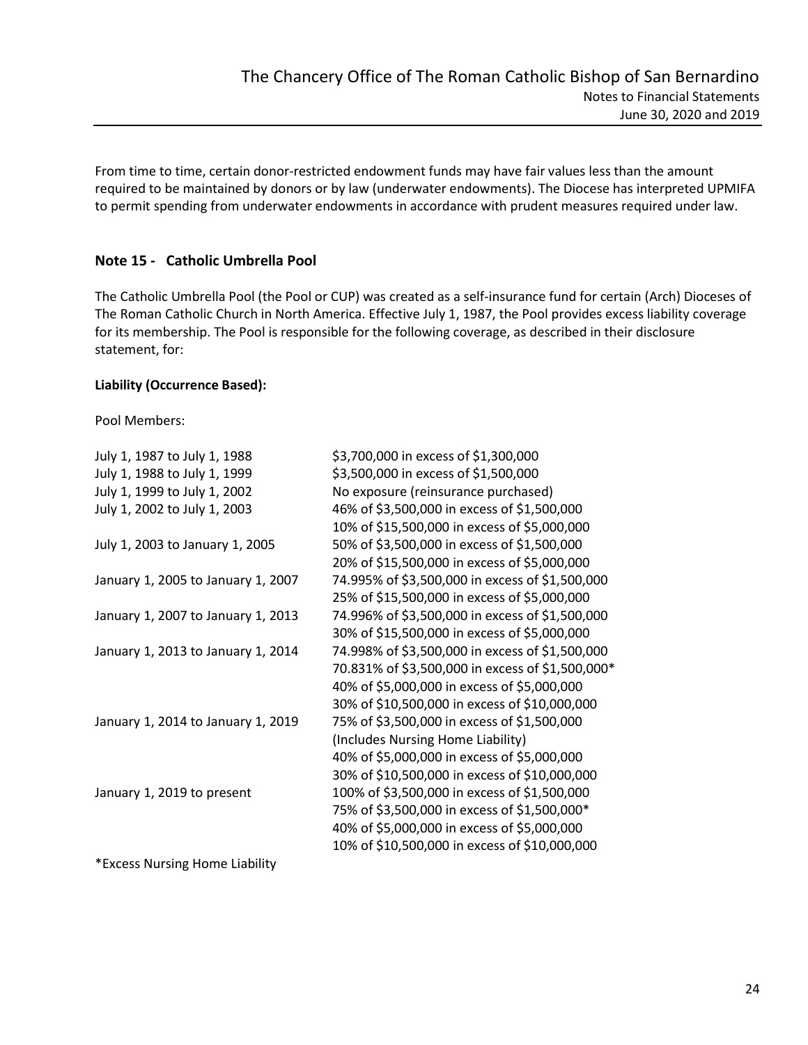From time to time, certain donor-restricted endowment funds may have fair values less than the amount required to be maintained by donors or by law (underwater endowments). The Diocese has interpreted UPMIFA to permit spending from underwater endowments in accordance with prudent measures required under law.

## Note 15 - Catholic Umbrella Pool

The Catholic Umbrella Pool (the Pool or CUP) was created as a self-insurance fund for certain (Arch) Dioceses of The Roman Catholic Church in North America. Effective July 1, 1987, the Pool provides excess liability coverage for its membership. The Pool is responsible for the following coverage, as described in their disclosure statement, for:

**Liability (Occurrence Based):**

Pool Members:

| | |
|---|---|
| July 1, 1987 to July 1, 1988 | \$3,700,000 in excess of \$1,300,000 |
| July 1, 1988 to July 1, 1999 | \$3,500,000 in excess of \$1,500,000 |
| July 1, 1999 to July 1, 2002 | No exposure (reinsurance purchased) |
| July 1, 2002 to July 1, 2003 | 46% of \$3,500,000 in excess of \$1,500,000 |
| | 10% of \$15,500,000 in excess of \$5,000,000 |
| July 1, 2003 to January 1, 2005 | 50% of \$3,500,000 in excess of \$1,500,000 |
| | 20% of \$15,500,000 in excess of \$5,000,000 |
| January 1, 2005 to January 1, 2007 | 74.995% of \$3,500,000 in excess of \$1,500,000 |
| | 25% of \$15,500,000 in excess of \$5,000,000 |
| January 1, 2007 to January 1, 2013 | 74.996% of \$3,500,000 in excess of \$1,500,000 |
| | 30% of \$15,500,000 in excess of \$5,000,000 |
| January 1, 2013 to January 1, 2014 | 74.998% of \$3,500,000 in excess of \$1,500,000 |
| | 70.831% of \$3,500,000 in excess of \$1,500,000* |
| | 40% of \$5,000,000 in excess of \$5,000,000 |
| | 30% of \$10,500,000 in excess of \$10,000,000 |
| January 1, 2014 to January 1, 2019 | 75% of \$3,500,000 in excess of \$1,500,000 |
| | (Includes Nursing Home Liability) |
| | 40% of \$5,000,000 in excess of \$5,000,000 |
| | 30% of \$10,500,000 in excess of \$10,000,000 |
| January 1, 2019 to present | 100% of \$3,500,000 in excess of \$1,500,000 |
| | 75% of \$3,500,000 in excess of \$1,500,000* |
| | 40% of \$5,000,000 in excess of \$5,000,000 |
| | 10% of \$10,500,000 in excess of \$10,000,000 |

*Excess Nursing Home Liability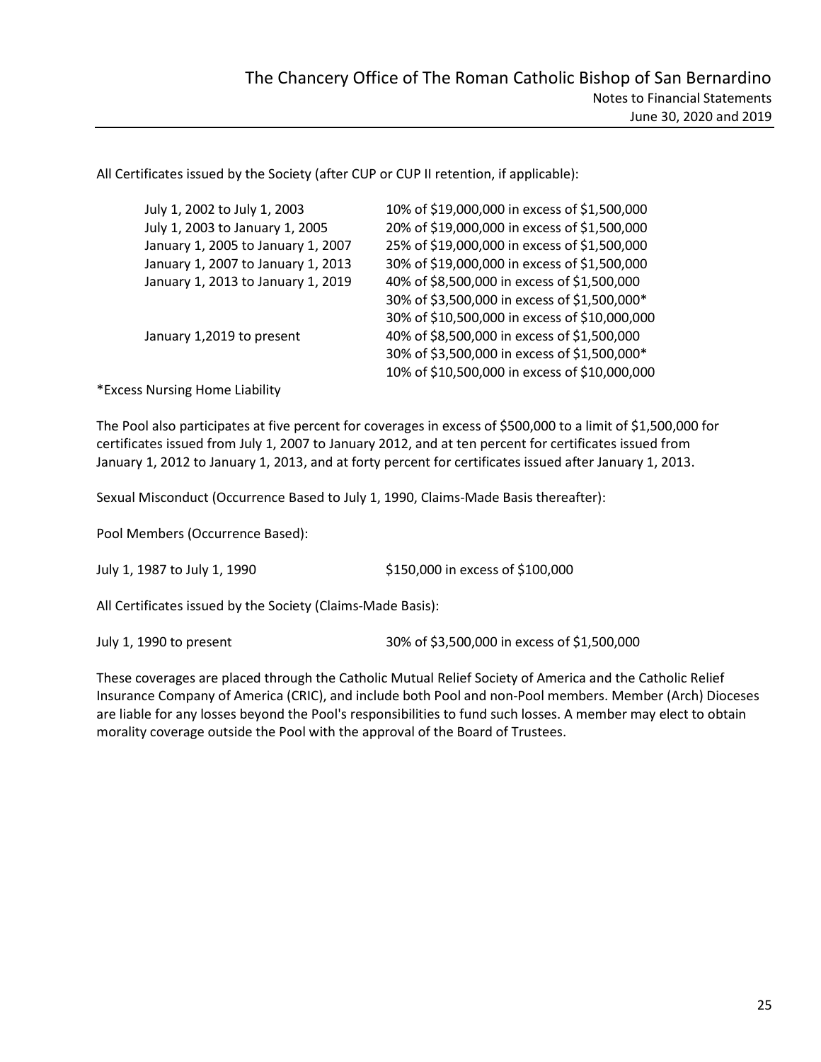All Certificates issued by the Society (after CUP or CUP II retention, if applicable):

| | |
|---|---|
| July 1, 2002 to July 1, 2003 | 10% of $19,000,000 in excess of $1,500,000 |
| July 1, 2003 to January 1, 2005 | 20% of $19,000,000 in excess of $1,500,000 |
| January 1, 2005 to January 1, 2007 | 25% of $19,000,000 in excess of $1,500,000 |
| January 1, 2007 to January 1, 2013 | 30% of $19,000,000 in excess of $1,500,000 |
| January 1, 2013 to January 1, 2019 | 40% of $8,500,000 in excess of $1,500,000 |
| | 30% of $3,500,000 in excess of $1,500,000* |
| | 30% of $10,500,000 in excess of $10,000,000 |
| January 1,2019 to present | 40% of $8,500,000 in excess of $1,500,000 |
| | 30% of $3,500,000 in excess of $1,500,000* |
| | 10% of $10,500,000 in excess of $10,000,000 |

*Excess Nursing Home Liability

The Pool also participates at five percent for coverages in excess of $500,000 to a limit of $1,500,000 for certificates issued from July 1, 2007 to January 2012, and at ten percent for certificates issued from January 1, 2012 to January 1, 2013, and at forty percent for certificates issued after January 1, 2013.

Sexual Misconduct (Occurrence Based to July 1, 1990, Claims-Made Basis thereafter):

Pool Members (Occurrence Based):

| | |
|---|---|
| July 1, 1987 to July 1, 1990 | $150,000 in excess of $100,000 |

All Certificates issued by the Society (Claims-Made Basis):

| | |
|---|---|
| July 1, 1990 to present | 30% of $3,500,000 in excess of $1,500,000 |

These coverages are placed through the Catholic Mutual Relief Society of America and the Catholic Relief Insurance Company of America (CRIC), and include both Pool and non-Pool members. Member (Arch) Dioceses are liable for any losses beyond the Pool's responsibilities to fund such losses. A member may elect to obtain morality coverage outside the Pool with the approval of the Board of Trustees.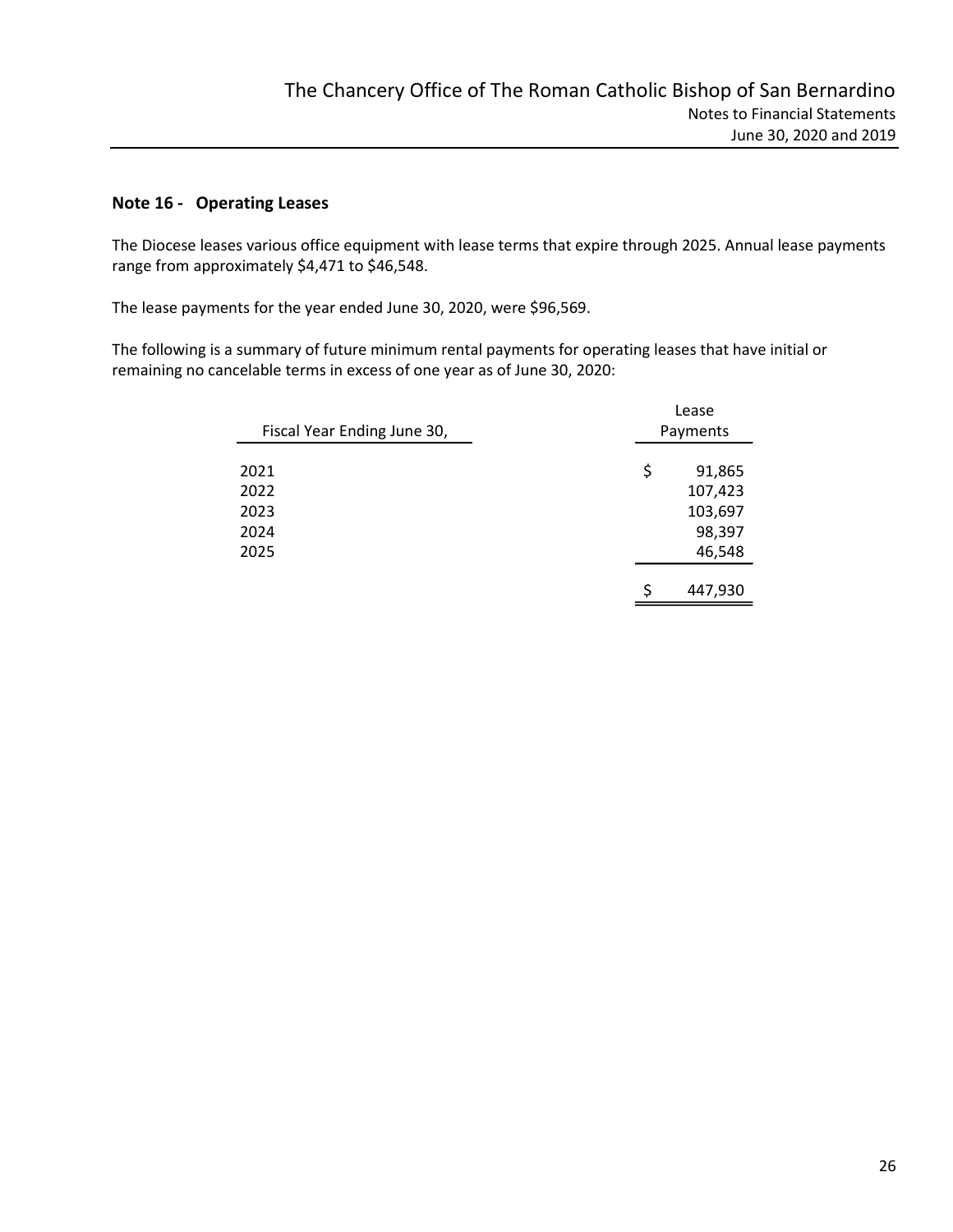## Note 16 - Operating Leases

The Diocese leases various office equipment with lease terms that expire through 2025. Annual lease payments range from approximately $4,471 to $46,548.

The lease payments for the year ended June 30, 2020, were $96,569.

The following is a summary of future minimum rental payments for operating leases that have initial or remaining no cancelable terms in excess of one year as of June 30, 2020:

| Fiscal Year Ending June 30, | Lease Payments |
|---|---|
| 2021 | $ 91,865 |
| 2022 | 107,423 |
| 2023 | 103,697 |
| 2024 | 98,397 |
| 2025 | 46,548 |
| | $ 447,930 |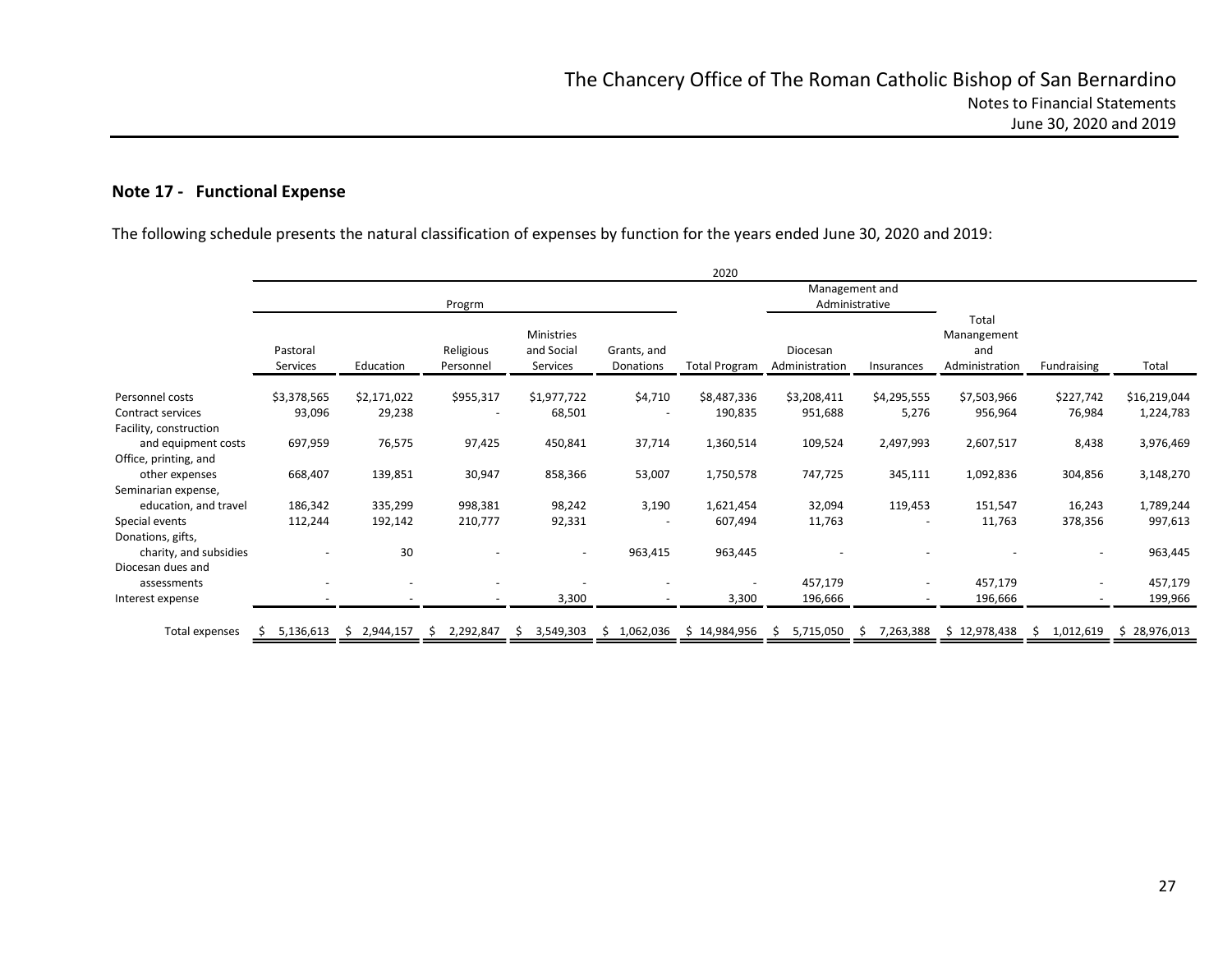## Note 17 - Functional Expense

The following schedule presents the natural classification of expenses by function for the years ended June 30, 2020 and 2019:

| | 2020 | | | | | | | | | | |
|---|---|---|---|---|---|---|---|---|---|---|---|
| | Progrm | | | | | | Management and Administrative | | | | |
| | Pastoral Services | Education | Religious Personnel | Ministries and Social Services | Grants, and Donations | Total Program | Diocesan Administration | Insurances | Total Manangement and Administration | Fundraising | Total |
| Personnel costs | $3,378,565 | $2,171,022 | $955,317 | $1,977,722 | $4,710 | $8,487,336 | $3,208,411 | $4,295,555 | $7,503,966 | $227,742 | $16,219,044 |
| Contract services | 93,096 | 29,238 | - | 68,501 | - | 190,835 | 951,688 | 5,276 | 956,964 | 76,984 | 1,224,783 |
| Facility, construction and equipment costs | 697,959 | 76,575 | 97,425 | 450,841 | 37,714 | 1,360,514 | 109,524 | 2,497,993 | 2,607,517 | 8,438 | 3,976,469 |
| Office, printing, and other expenses | 668,407 | 139,851 | 30,947 | 858,366 | 53,007 | 1,750,578 | 747,725 | 345,111 | 1,092,836 | 304,856 | 3,148,270 |
| Seminarian expense, education, and travel | 186,342 | 335,299 | 998,381 | 98,242 | 3,190 | 1,621,454 | 32,094 | 119,453 | 151,547 | 16,243 | 1,789,244 |
| Special events | 112,244 | 192,142 | 210,777 | 92,331 | - | 607,494 | 11,763 | - | 11,763 | 378,356 | 997,613 |
| Donations, gifts, charity, and subsidies | - | 30 | - | - | 963,415 | 963,445 | - | - | - | - | 963,445 |
| Diocesan dues and assessments | - | - | - | - | - | - | 457,179 | - | 457,179 | - | 457,179 |
| Interest expense | - | - | - | 3,300 | - | 3,300 | 196,666 | - | 196,666 | - | 199,966 |
| Total expenses | $ 5,136,613 | $ 2,944,157 | $ 2,292,847 | $ 3,549,303 | $ 1,062,036 | $ 14,984,956 | $ 5,715,050 | $ 7,263,388 | $ 12,978,438 | $ 1,012,619 | $ 28,976,013 |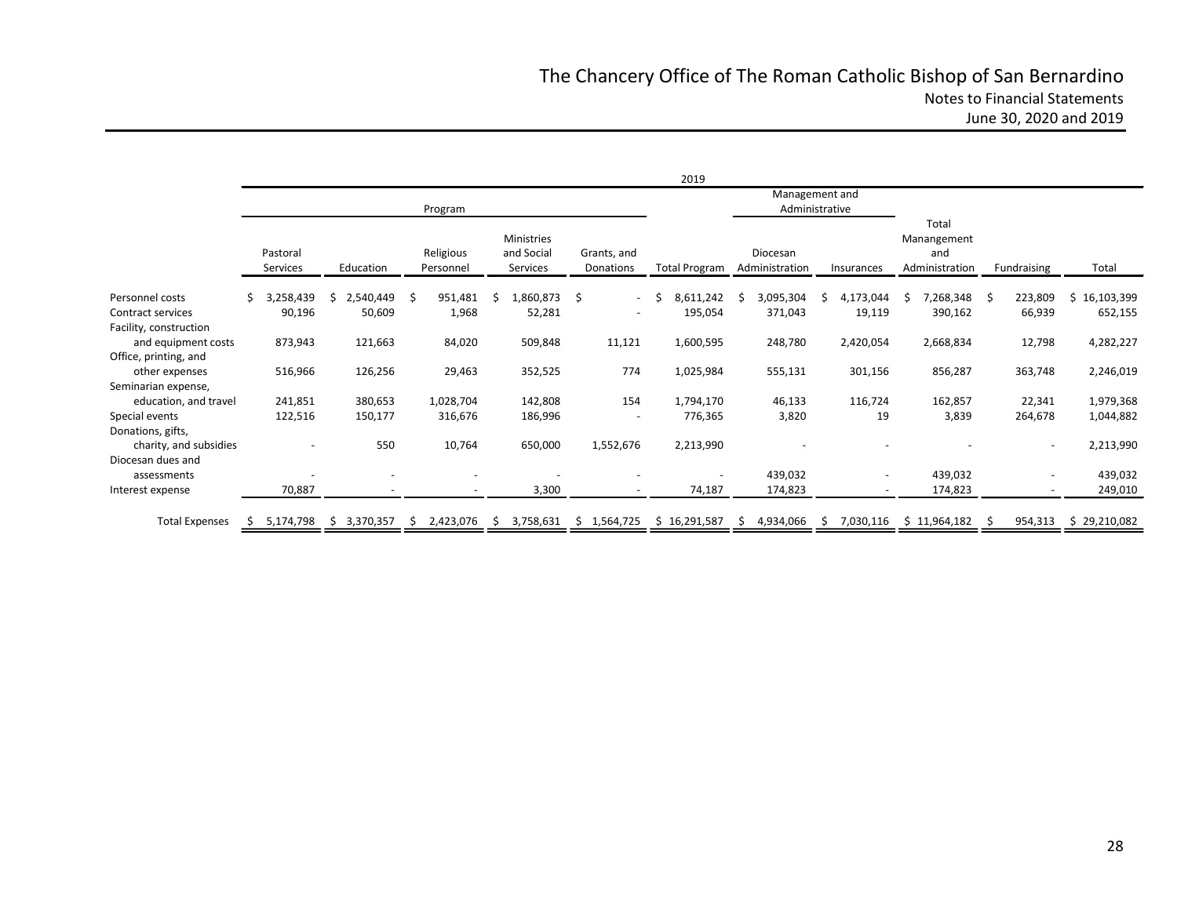# The Chancery Office of The Roman Catholic Bishop of San Bernardino
## Notes to Financial Statements
## June 30, 2020 and 2019

| | 2019 | | | | | | | | | | |
|---|---|---|---|---|---|---|---|---|---|---|---|
| | Program | | | | | | Management and Administrative | | | | |
| | Pastoral Services | Education | Religious Personnel | Ministries and Social Services | Grants, and Donations | Total Program | Diocesan Administration | Insurances | Total Manangement and Administration | Fundraising | Total |
| Personnel costs | $ 3,258,439 | $ 2,540,449 | $ 951,481 | $ 1,860,873 | $ - | $ 8,611,242 | $ 3,095,304 | $ 4,173,044 | $ 7,268,348 | $ 223,809 | $ 16,103,399 |
| Contract services | 90,196 | 50,609 | 1,968 | 52,281 | - | 195,054 | 371,043 | 19,119 | 390,162 | 66,939 | 652,155 |
| Facility, construction and equipment costs | 873,943 | 121,663 | 84,020 | 509,848 | 11,121 | 1,600,595 | 248,780 | 2,420,054 | 2,668,834 | 12,798 | 4,282,227 |
| Office, printing, and other expenses | 516,966 | 126,256 | 29,463 | 352,525 | 774 | 1,025,984 | 555,131 | 301,156 | 856,287 | 363,748 | 2,246,019 |
| Seminarian expense, education, and travel | 241,851 | 380,653 | 1,028,704 | 142,808 | 154 | 1,794,170 | 46,133 | 116,724 | 162,857 | 22,341 | 1,979,368 |
| Special events | 122,516 | 150,177 | 316,676 | 186,996 | - | 776,365 | 3,820 | 19 | 3,839 | 264,678 | 1,044,882 |
| Donations, gifts, charity, and subsidies | - | 550 | 10,764 | 650,000 | 1,552,676 | 2,213,990 | - | - | - | - | 2,213,990 |
| Diocesan dues and assessments | - | - | - | - | - | - | 439,032 | - | 439,032 | - | 439,032 |
| Interest expense | 70,887 | - | - | 3,300 | - | 74,187 | 174,823 | - | 174,823 | - | 249,010 |
| Total Expenses | $ 5,174,798 | $ 3,370,357 | $ 2,423,076 | $ 3,758,631 | $ 1,564,725 | $ 16,291,587 | $ 4,934,066 | $ 7,030,116 | $ 11,964,182 | $ 954,313 | $ 29,210,082 |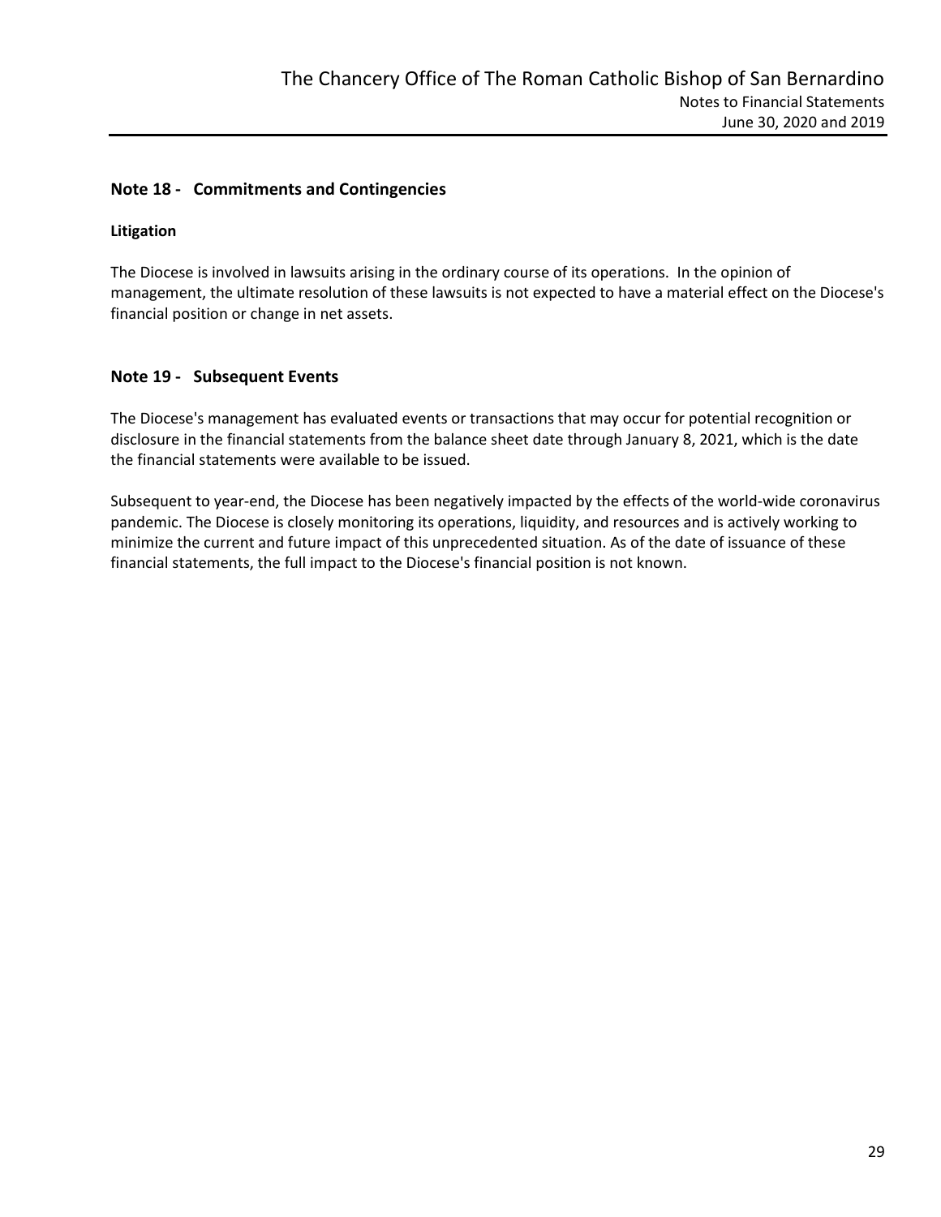## Note 18 - Commitments and Contingencies

### Litigation

The Diocese is involved in lawsuits arising in the ordinary course of its operations. In the opinion of management, the ultimate resolution of these lawsuits is not expected to have a material effect on the Diocese's financial position or change in net assets.

## Note 19 - Subsequent Events

The Diocese's management has evaluated events or transactions that may occur for potential recognition or disclosure in the financial statements from the balance sheet date through January 8, 2021, which is the date the financial statements were available to be issued.

Subsequent to year-end, the Diocese has been negatively impacted by the effects of the world-wide coronavirus pandemic. The Diocese is closely monitoring its operations, liquidity, and resources and is actively working to minimize the current and future impact of this unprecedented situation. As of the date of issuance of these financial statements, the full impact to the Diocese's financial position is not known.